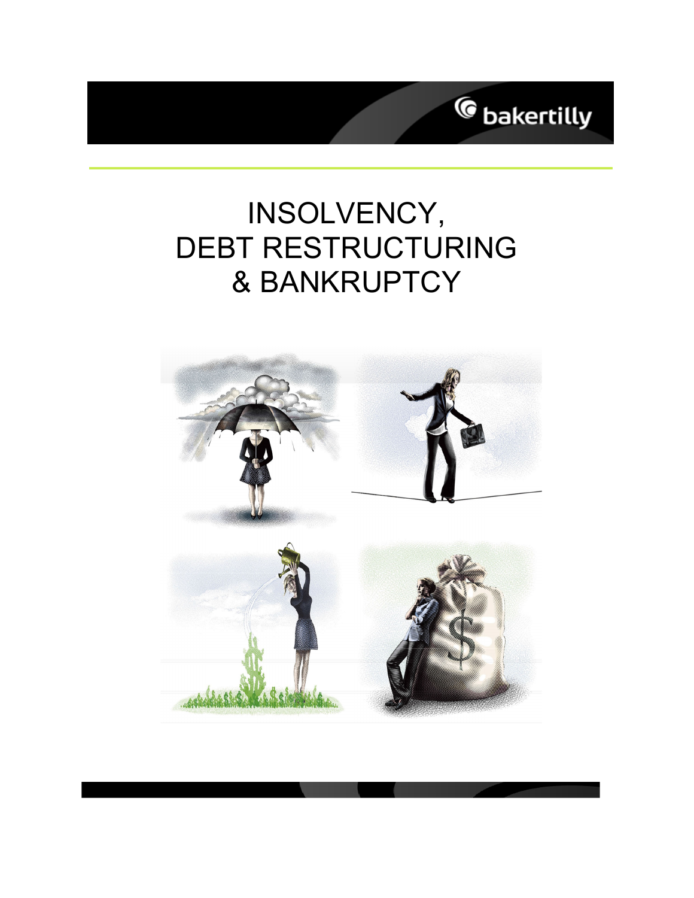bakertilly

# INSOLVENCY, DEBT RESTRUCTURING & BANKRUPTCY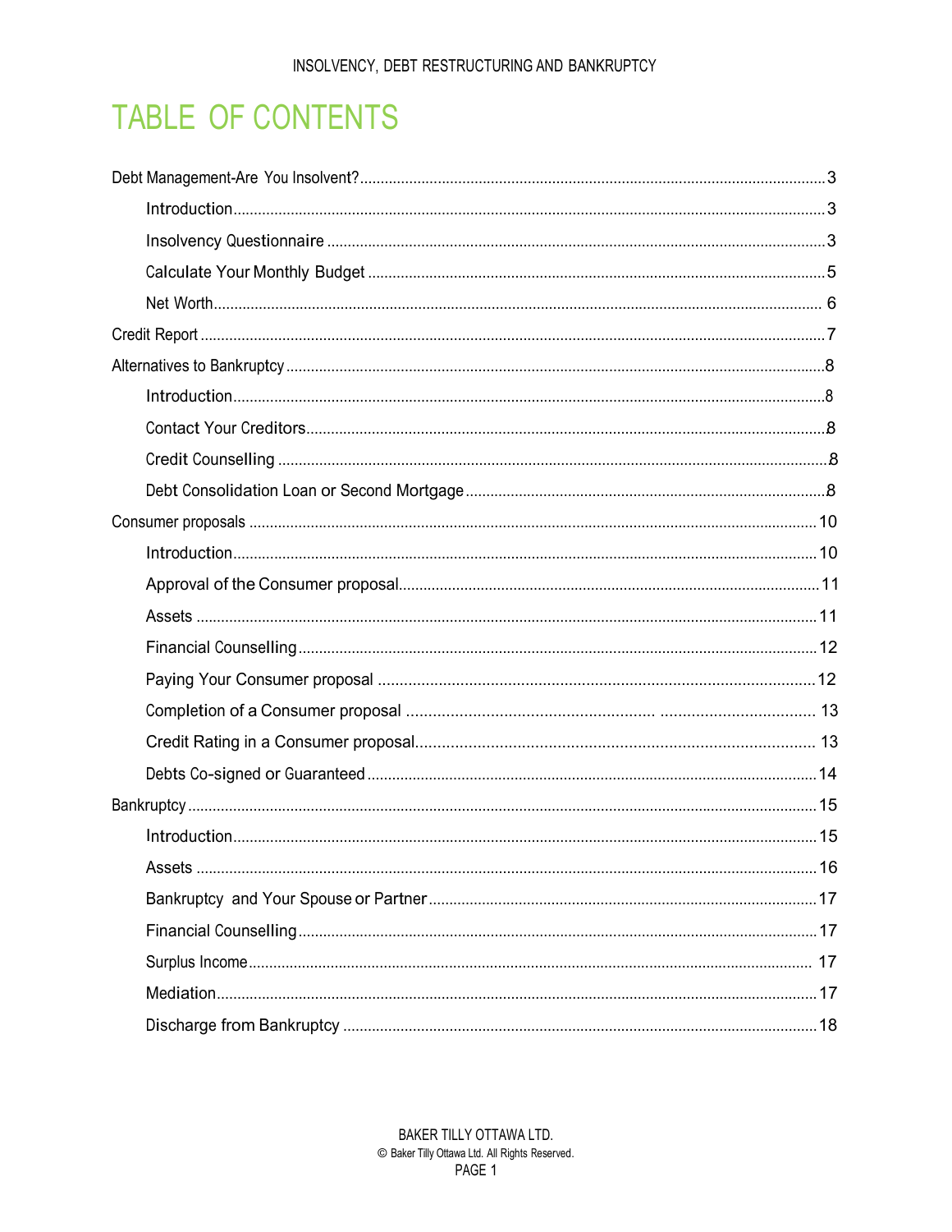# TABLE OF CONTENTS

Debt Management-Are You Insolvent? .......... 3

- Introduction .......... 3
- Insolvency Questionnaire .......... 3
- Calculate Your Monthly Budget .......... 5
- Net Worth .......... 6

Credit Report .......... 7

Alternatives to Bankruptcy .......... 8

- Introduction .......... 8
- Contact Your Creditors .......... 8
- Credit Counselling .......... 8
- Debt Consolidation Loan or Second Mortgage .......... 8

Consumer proposals .......... 10

- Introduction .......... 10
- Approval of the Consumer proposal .......... 11
- Assets .......... 11
- Financial Counselling .......... 12
- Paying Your Consumer proposal .......... 12
- Completion of a Consumer proposal .......... 13
- Credit Rating in a Consumer proposal .......... 13
- Debts Co-signed or Guaranteed .......... 14

Bankruptcy .......... 15

- Introduction .......... 15
- Assets .......... 16
- Bankruptcy and Your Spouse or Partner .......... 17
- Financial Counselling .......... 17
- Surplus Income .......... 17
- Mediation .......... 17
- Discharge from Bankruptcy .......... 18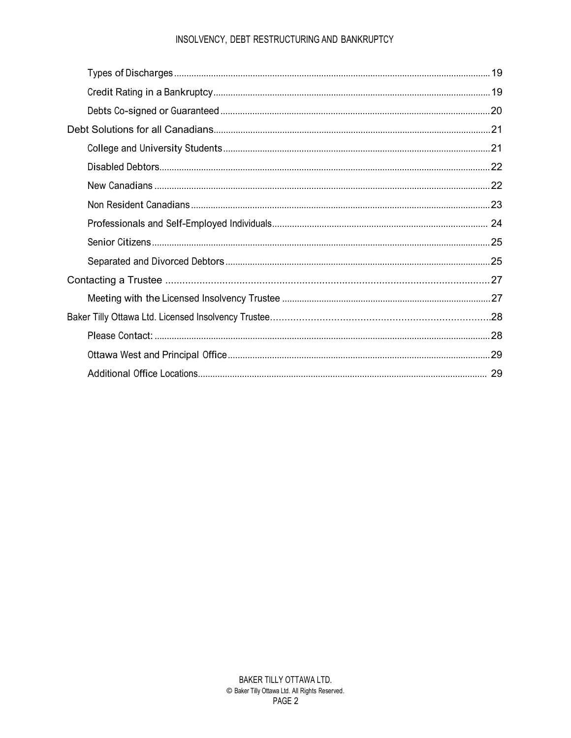Types of Discharges ........ 19

Credit Rating in a Bankruptcy ........ 19

Debts Co-signed or Guaranteed ........ 20

Debt Solutions for all Canadians ........ 21

College and University Students ........ 21

Disabled Debtors ........ 22

New Canadians ........ 22

Non Resident Canadians ........ 23

Professionals and Self-Employed Individuals ........ 24

Senior Citizens ........ 25

Separated and Divorced Debtors ........ 25

Contacting a Trustee ........ 27

Meeting with the Licensed Insolvency Trustee ........ 27

Baker Tilly Ottawa Ltd. Licensed Insolvency Trustee ........ 28

Please Contact: ........ 28

Ottawa West and Principal Office ........ 29

Additional Office Locations ........ 29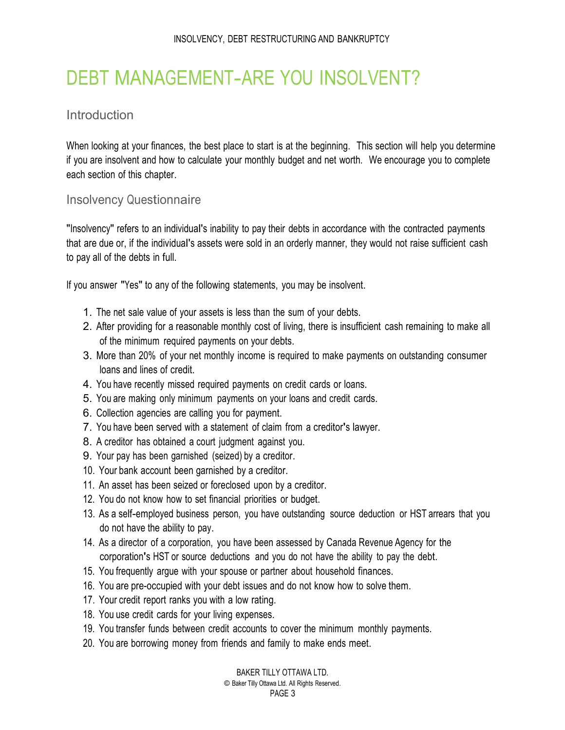# DEBT MANAGEMENT-ARE YOU INSOLVENT?

## Introduction

When looking at your finances, the best place to start is at the beginning. This section will help you determine if you are insolvent and how to calculate your monthly budget and net worth. We encourage you to complete each section of this chapter.

## Insolvency Questionnaire

"Insolvency" refers to an individual's inability to pay their debts in accordance with the contracted payments that are due or, if the individual's assets were sold in an orderly manner, they would not raise sufficient cash to pay all of the debts in full.

If you answer "Yes" to any of the following statements, you may be insolvent.

1. The net sale value of your assets is less than the sum of your debts.
2. After providing for a reasonable monthly cost of living, there is insufficient cash remaining to make all of the minimum required payments on your debts.
3. More than 20% of your net monthly income is required to make payments on outstanding consumer loans and lines of credit.
4. You have recently missed required payments on credit cards or loans.
5. You are making only minimum payments on your loans and credit cards.
6. Collection agencies are calling you for payment.
7. You have been served with a statement of claim from a creditor's lawyer.
8. A creditor has obtained a court judgment against you.
9. Your pay has been garnished (seized) by a creditor.
10. Your bank account been garnished by a creditor.
11. An asset has been seized or foreclosed upon by a creditor.
12. You do not know how to set financial priorities or budget.
13. As a self-employed business person, you have outstanding source deduction or HST arrears that you do not have the ability to pay.
14. As a director of a corporation, you have been assessed by Canada Revenue Agency for the corporation's HST or source deductions and you do not have the ability to pay the debt.
15. You frequently argue with your spouse or partner about household finances.
16. You are pre-occupied with your debt issues and do not know how to solve them.
17. Your credit report ranks you with a low rating.
18. You use credit cards for your living expenses.
19. You transfer funds between credit accounts to cover the minimum monthly payments.
20. You are borrowing money from friends and family to make ends meet.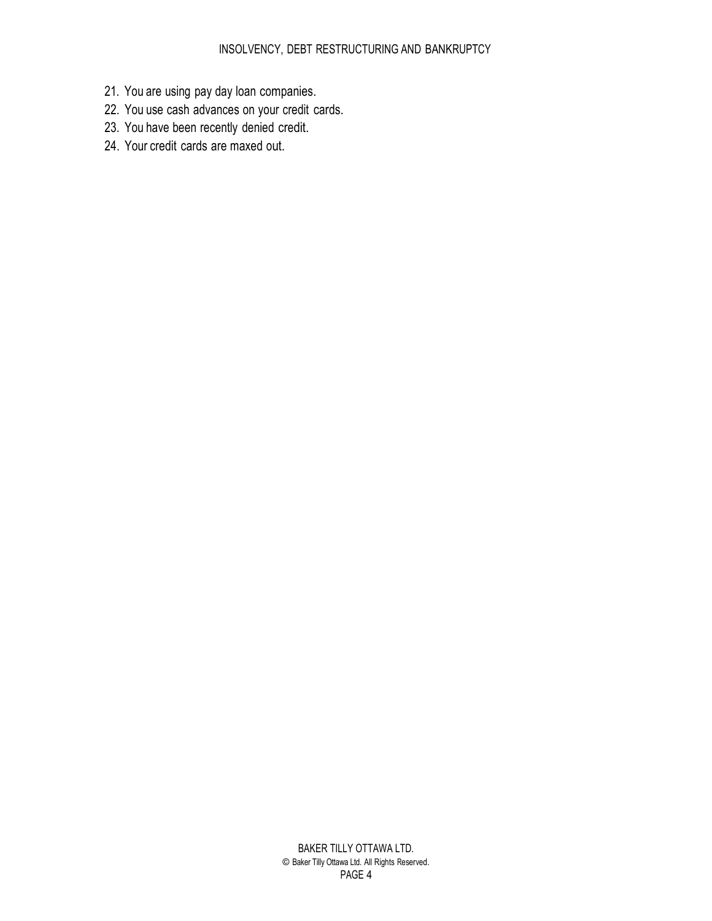21. You are using pay day loan companies.
22. You use cash advances on your credit cards.
23. You have been recently denied credit.
24. Your credit cards are maxed out.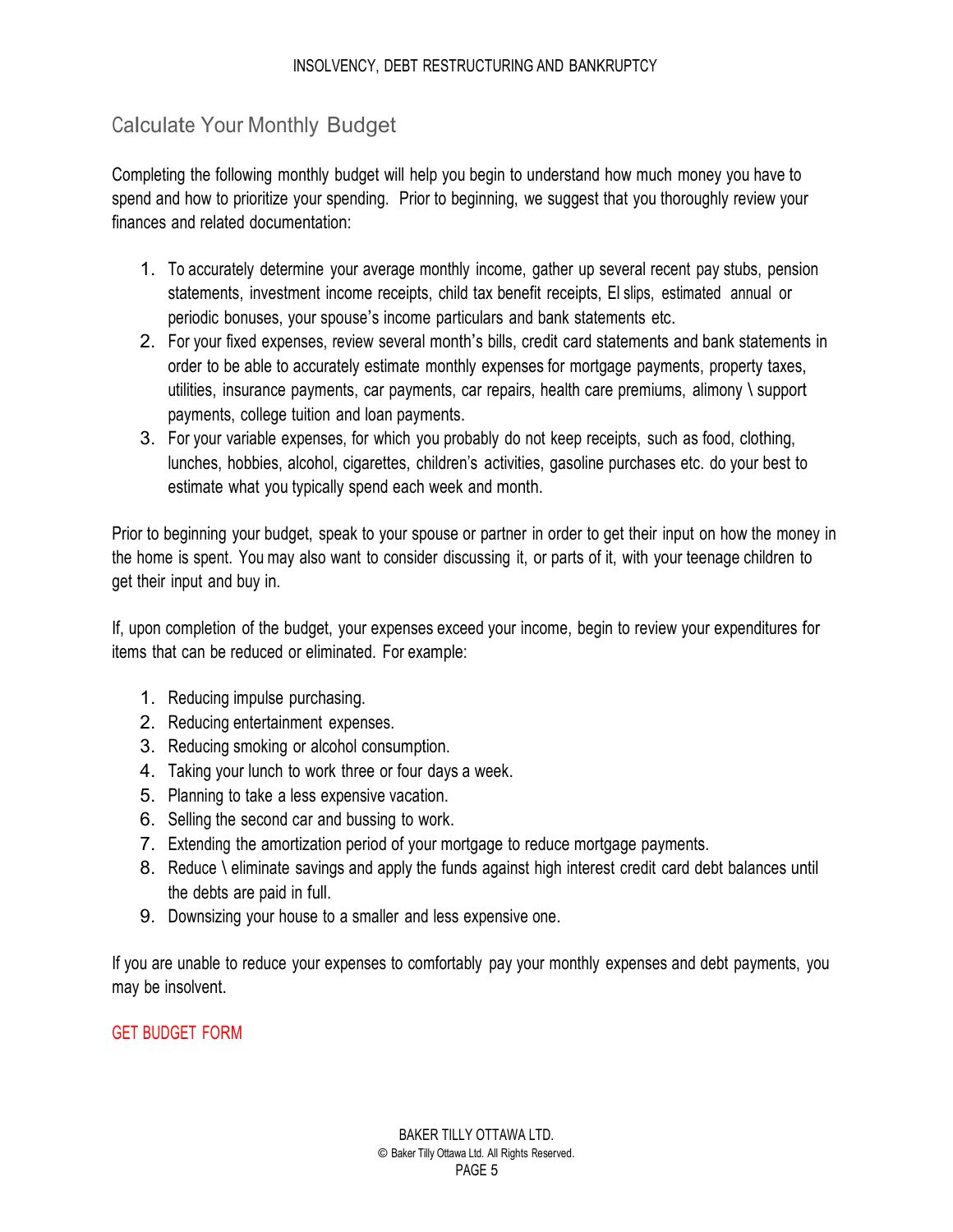## Calculate Your Monthly Budget

Completing the following monthly budget will help you begin to understand how much money you have to spend and how to prioritize your spending. Prior to beginning, we suggest that you thoroughly review your finances and related documentation:

1. To accurately determine your average monthly income, gather up several recent pay stubs, pension statements, investment income receipts, child tax benefit receipts, EI slips, estimated annual or periodic bonuses, your spouse's income particulars and bank statements etc.
2. For your fixed expenses, review several month's bills, credit card statements and bank statements in order to be able to accurately estimate monthly expenses for mortgage payments, property taxes, utilities, insurance payments, car payments, car repairs, health care premiums, alimony \ support payments, college tuition and loan payments.
3. For your variable expenses, for which you probably do not keep receipts, such as food, clothing, lunches, hobbies, alcohol, cigarettes, children's activities, gasoline purchases etc. do your best to estimate what you typically spend each week and month.

Prior to beginning your budget, speak to your spouse or partner in order to get their input on how the money in the home is spent. You may also want to consider discussing it, or parts of it, with your teenage children to get their input and buy in.

If, upon completion of the budget, your expenses exceed your income, begin to review your expenditures for items that can be reduced or eliminated. For example:

1. Reducing impulse purchasing.
2. Reducing entertainment expenses.
3. Reducing smoking or alcohol consumption.
4. Taking your lunch to work three or four days a week.
5. Planning to take a less expensive vacation.
6. Selling the second car and bussing to work.
7. Extending the amortization period of your mortgage to reduce mortgage payments.
8. Reduce \ eliminate savings and apply the funds against high interest credit card debt balances until the debts are paid in full.
9. Downsizing your house to a smaller and less expensive one.

If you are unable to reduce your expenses to comfortably pay your monthly expenses and debt payments, you may be insolvent.

GET BUDGET FORM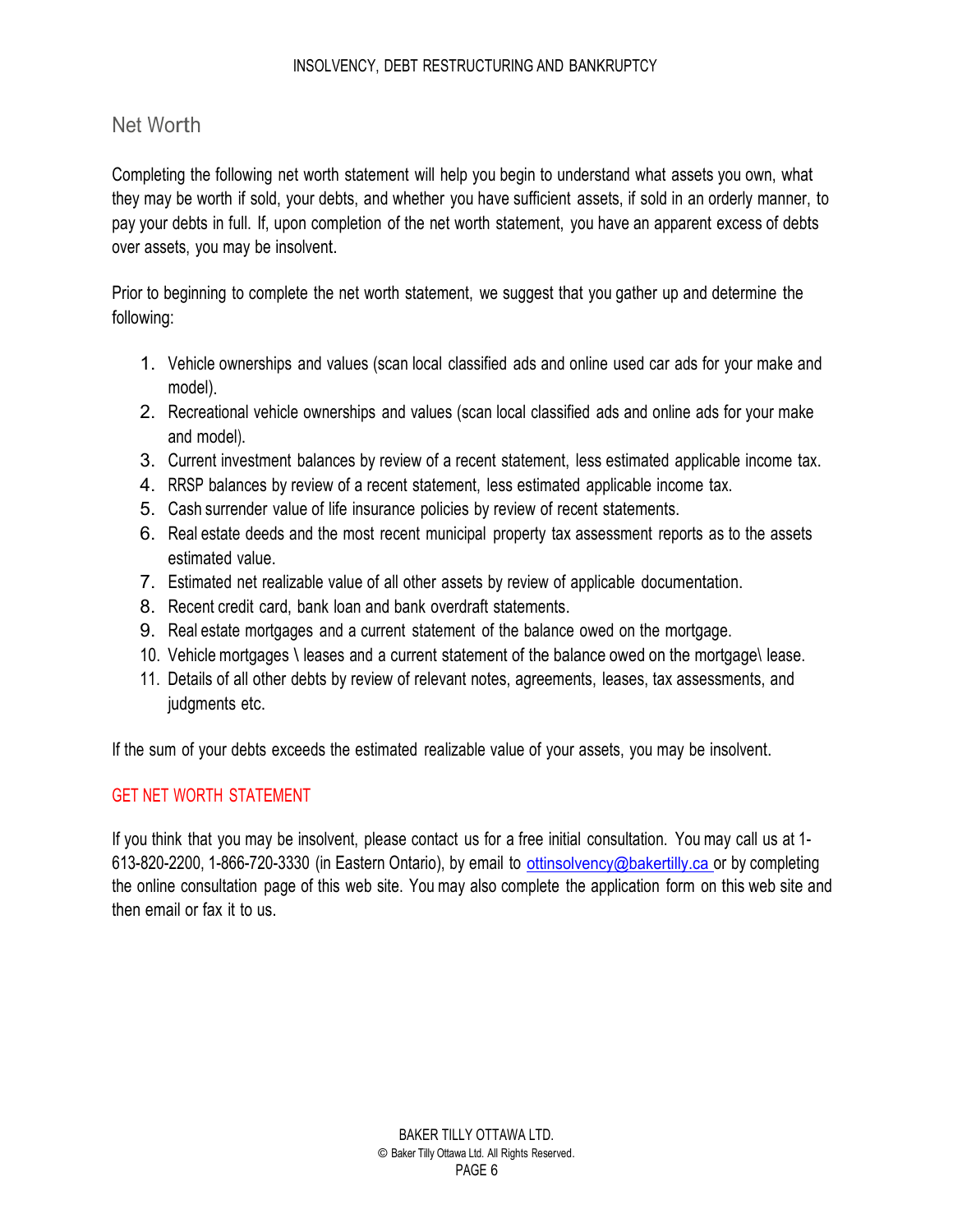## Net Worth

Completing the following net worth statement will help you begin to understand what assets you own, what they may be worth if sold, your debts, and whether you have sufficient assets, if sold in an orderly manner, to pay your debts in full. If, upon completion of the net worth statement, you have an apparent excess of debts over assets, you may be insolvent.

Prior to beginning to complete the net worth statement, we suggest that you gather up and determine the following:

1. Vehicle ownerships and values (scan local classified ads and online used car ads for your make and model).
2. Recreational vehicle ownerships and values (scan local classified ads and online ads for your make and model).
3. Current investment balances by review of a recent statement, less estimated applicable income tax.
4. RRSP balances by review of a recent statement, less estimated applicable income tax.
5. Cash surrender value of life insurance policies by review of recent statements.
6. Real estate deeds and the most recent municipal property tax assessment reports as to the assets estimated value.
7. Estimated net realizable value of all other assets by review of applicable documentation.
8. Recent credit card, bank loan and bank overdraft statements.
9. Real estate mortgages and a current statement of the balance owed on the mortgage.
10. Vehicle mortgages \ leases and a current statement of the balance owed on the mortgage\ lease.
11. Details of all other debts by review of relevant notes, agreements, leases, tax assessments, and judgments etc.

If the sum of your debts exceeds the estimated realizable value of your assets, you may be insolvent.

GET NET WORTH STATEMENT

If you think that you may be insolvent, please contact us for a free initial consultation. You may call us at 1-613-820-2200, 1-866-720-3330 (in Eastern Ontario), by email to ottinsolvency@bakertilly.ca or by completing the online consultation page of this web site. You may also complete the application form on this web site and then email or fax it to us.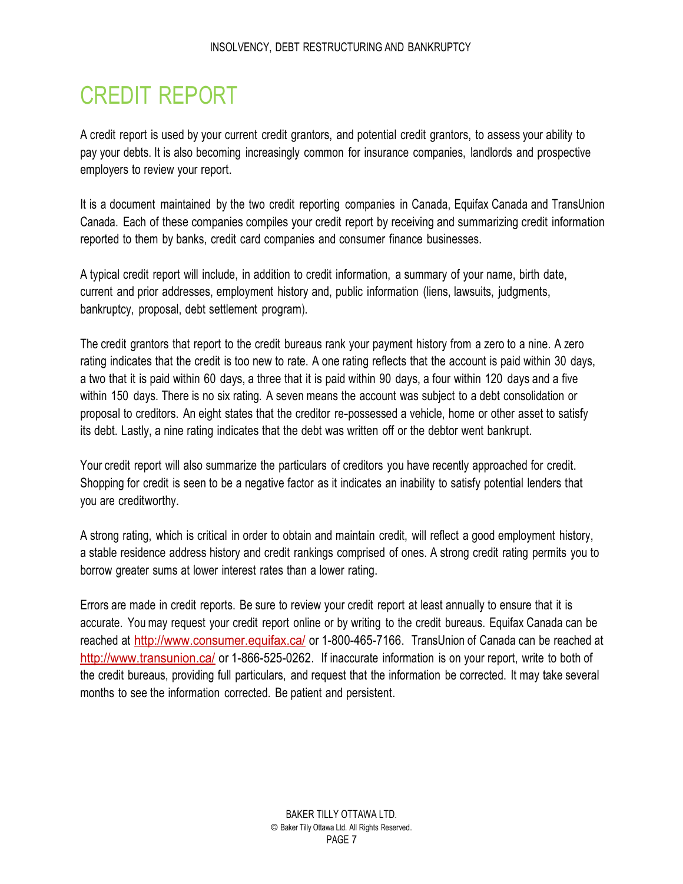# CREDIT REPORT

A credit report is used by your current credit grantors, and potential credit grantors, to assess your ability to pay your debts. It is also becoming increasingly common for insurance companies, landlords and prospective employers to review your report.

It is a document maintained by the two credit reporting companies in Canada, Equifax Canada and TransUnion Canada. Each of these companies compiles your credit report by receiving and summarizing credit information reported to them by banks, credit card companies and consumer finance businesses.

A typical credit report will include, in addition to credit information, a summary of your name, birth date, current and prior addresses, employment history and, public information (liens, lawsuits, judgments, bankruptcy, proposal, debt settlement program).

The credit grantors that report to the credit bureaus rank your payment history from a zero to a nine. A zero rating indicates that the credit is too new to rate. A one rating reflects that the account is paid within 30 days, a two that it is paid within 60 days, a three that it is paid within 90 days, a four within 120 days and a five within 150 days. There is no six rating. A seven means the account was subject to a debt consolidation or proposal to creditors. An eight states that the creditor re-possessed a vehicle, home or other asset to satisfy its debt. Lastly, a nine rating indicates that the debt was written off or the debtor went bankrupt.

Your credit report will also summarize the particulars of creditors you have recently approached for credit. Shopping for credit is seen to be a negative factor as it indicates an inability to satisfy potential lenders that you are creditworthy.

A strong rating, which is critical in order to obtain and maintain credit, will reflect a good employment history, a stable residence address history and credit rankings comprised of ones. A strong credit rating permits you to borrow greater sums at lower interest rates than a lower rating.

Errors are made in credit reports. Be sure to review your credit report at least annually to ensure that it is accurate. You may request your credit report online or by writing to the credit bureaus. Equifax Canada can be reached at http://www.consumer.equifax.ca/ or 1-800-465-7166. TransUnion of Canada can be reached at http://www.transunion.ca/ or 1-866-525-0262. If inaccurate information is on your report, write to both of the credit bureaus, providing full particulars, and request that the information be corrected. It may take several months to see the information corrected. Be patient and persistent.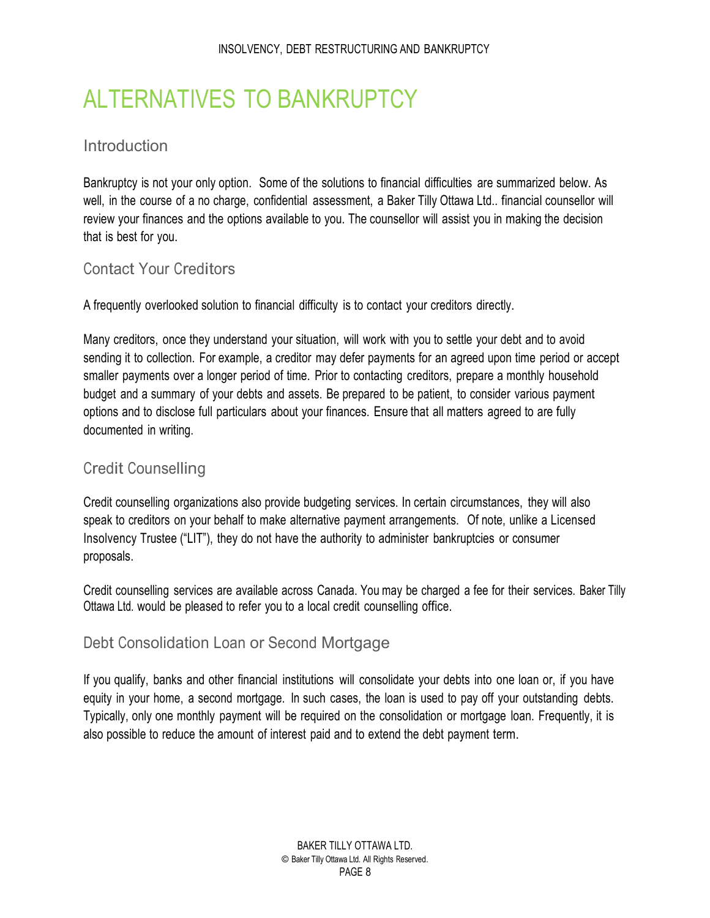# ALTERNATIVES TO BANKRUPTCY

## Introduction

Bankruptcy is not your only option. Some of the solutions to financial difficulties are summarized below. As well, in the course of a no charge, confidential assessment, a Baker Tilly Ottawa Ltd.. financial counsellor will review your finances and the options available to you. The counsellor will assist you in making the decision that is best for you.

## Contact Your Creditors

A frequently overlooked solution to financial difficulty is to contact your creditors directly.

Many creditors, once they understand your situation, will work with you to settle your debt and to avoid sending it to collection. For example, a creditor may defer payments for an agreed upon time period or accept smaller payments over a longer period of time. Prior to contacting creditors, prepare a monthly household budget and a summary of your debts and assets. Be prepared to be patient, to consider various payment options and to disclose full particulars about your finances. Ensure that all matters agreed to are fully documented in writing.

## Credit Counselling

Credit counselling organizations also provide budgeting services. In certain circumstances, they will also speak to creditors on your behalf to make alternative payment arrangements. Of note, unlike a Licensed Insolvency Trustee ("LIT"), they do not have the authority to administer bankruptcies or consumer proposals.

Credit counselling services are available across Canada. You may be charged a fee for their services. Baker Tilly Ottawa Ltd. would be pleased to refer you to a local credit counselling office.

## Debt Consolidation Loan or Second Mortgage

If you qualify, banks and other financial institutions will consolidate your debts into one loan or, if you have equity in your home, a second mortgage. In such cases, the loan is used to pay off your outstanding debts. Typically, only one monthly payment will be required on the consolidation or mortgage loan. Frequently, it is also possible to reduce the amount of interest paid and to extend the debt payment term.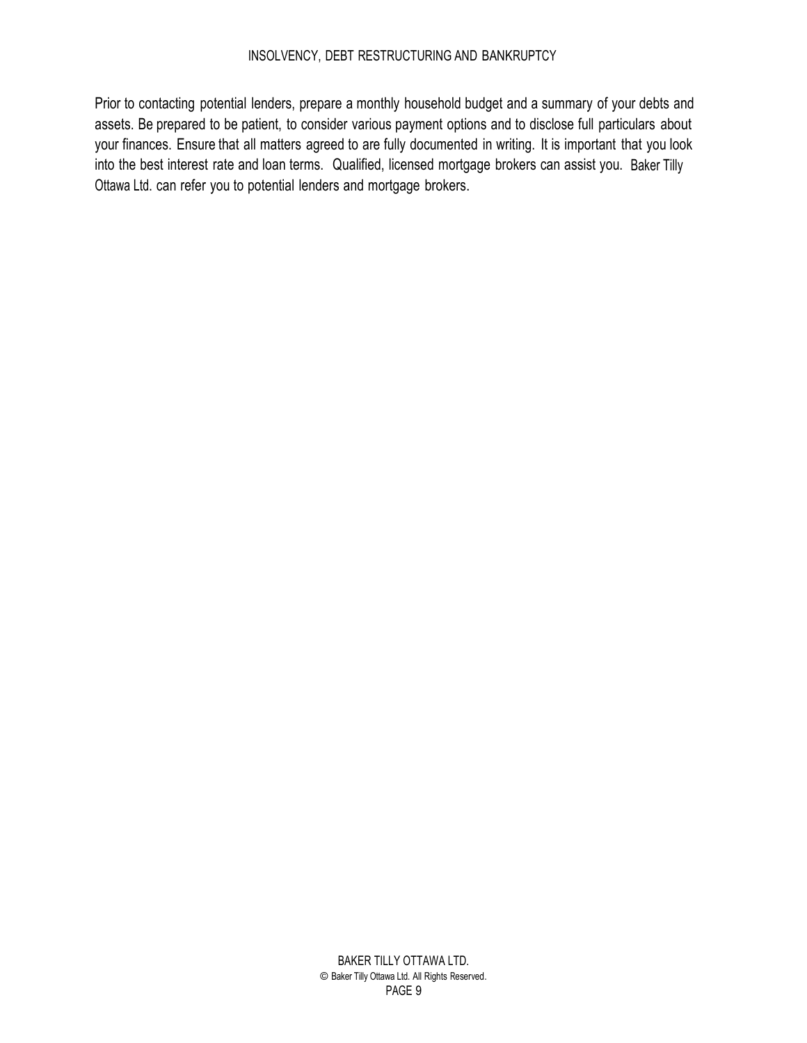Prior to contacting potential lenders, prepare a monthly household budget and a summary of your debts and assets. Be prepared to be patient, to consider various payment options and to disclose full particulars about your finances. Ensure that all matters agreed to are fully documented in writing. It is important that you look into the best interest rate and loan terms. Qualified, licensed mortgage brokers can assist you. Baker Tilly Ottawa Ltd. can refer you to potential lenders and mortgage brokers.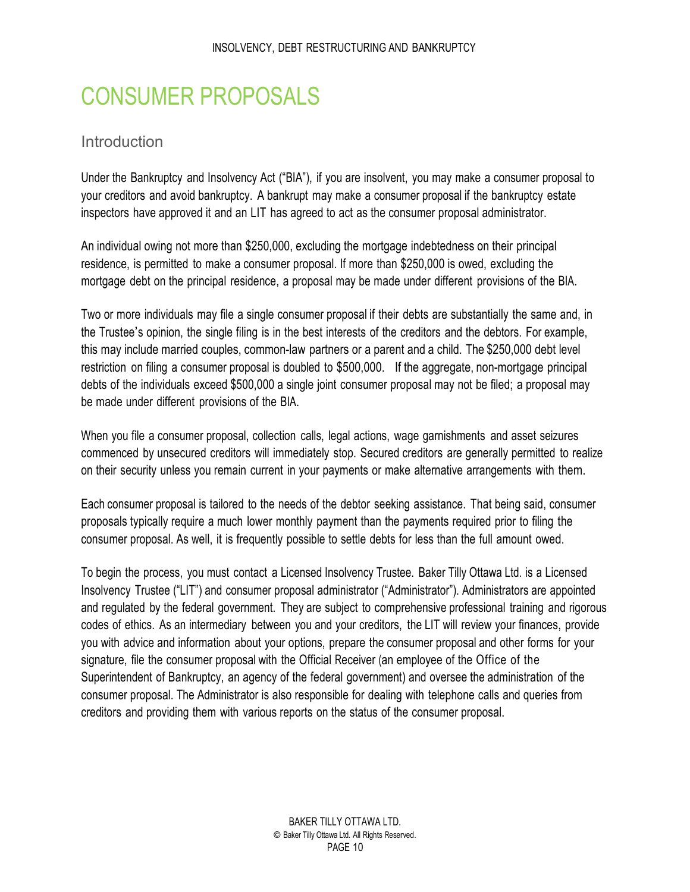# CONSUMER PROPOSALS

## Introduction

Under the Bankruptcy and Insolvency Act ("BIA"), if you are insolvent, you may make a consumer proposal to your creditors and avoid bankruptcy. A bankrupt may make a consumer proposal if the bankruptcy estate inspectors have approved it and an LIT has agreed to act as the consumer proposal administrator.

An individual owing not more than $250,000, excluding the mortgage indebtedness on their principal residence, is permitted to make a consumer proposal. If more than $250,000 is owed, excluding the mortgage debt on the principal residence, a proposal may be made under different provisions of the BIA.

Two or more individuals may file a single consumer proposal if their debts are substantially the same and, in the Trustee's opinion, the single filing is in the best interests of the creditors and the debtors. For example, this may include married couples, common-law partners or a parent and a child. The $250,000 debt level restriction on filing a consumer proposal is doubled to $500,000. If the aggregate, non-mortgage principal debts of the individuals exceed $500,000 a single joint consumer proposal may not be filed; a proposal may be made under different provisions of the BIA.

When you file a consumer proposal, collection calls, legal actions, wage garnishments and asset seizures commenced by unsecured creditors will immediately stop. Secured creditors are generally permitted to realize on their security unless you remain current in your payments or make alternative arrangements with them.

Each consumer proposal is tailored to the needs of the debtor seeking assistance. That being said, consumer proposals typically require a much lower monthly payment than the payments required prior to filing the consumer proposal. As well, it is frequently possible to settle debts for less than the full amount owed.

To begin the process, you must contact a Licensed Insolvency Trustee. Baker Tilly Ottawa Ltd. is a Licensed Insolvency Trustee ("LIT") and consumer proposal administrator ("Administrator"). Administrators are appointed and regulated by the federal government. They are subject to comprehensive professional training and rigorous codes of ethics. As an intermediary between you and your creditors, the LIT will review your finances, provide you with advice and information about your options, prepare the consumer proposal and other forms for your signature, file the consumer proposal with the Official Receiver (an employee of the Office of the Superintendent of Bankruptcy, an agency of the federal government) and oversee the administration of the consumer proposal. The Administrator is also responsible for dealing with telephone calls and queries from creditors and providing them with various reports on the status of the consumer proposal.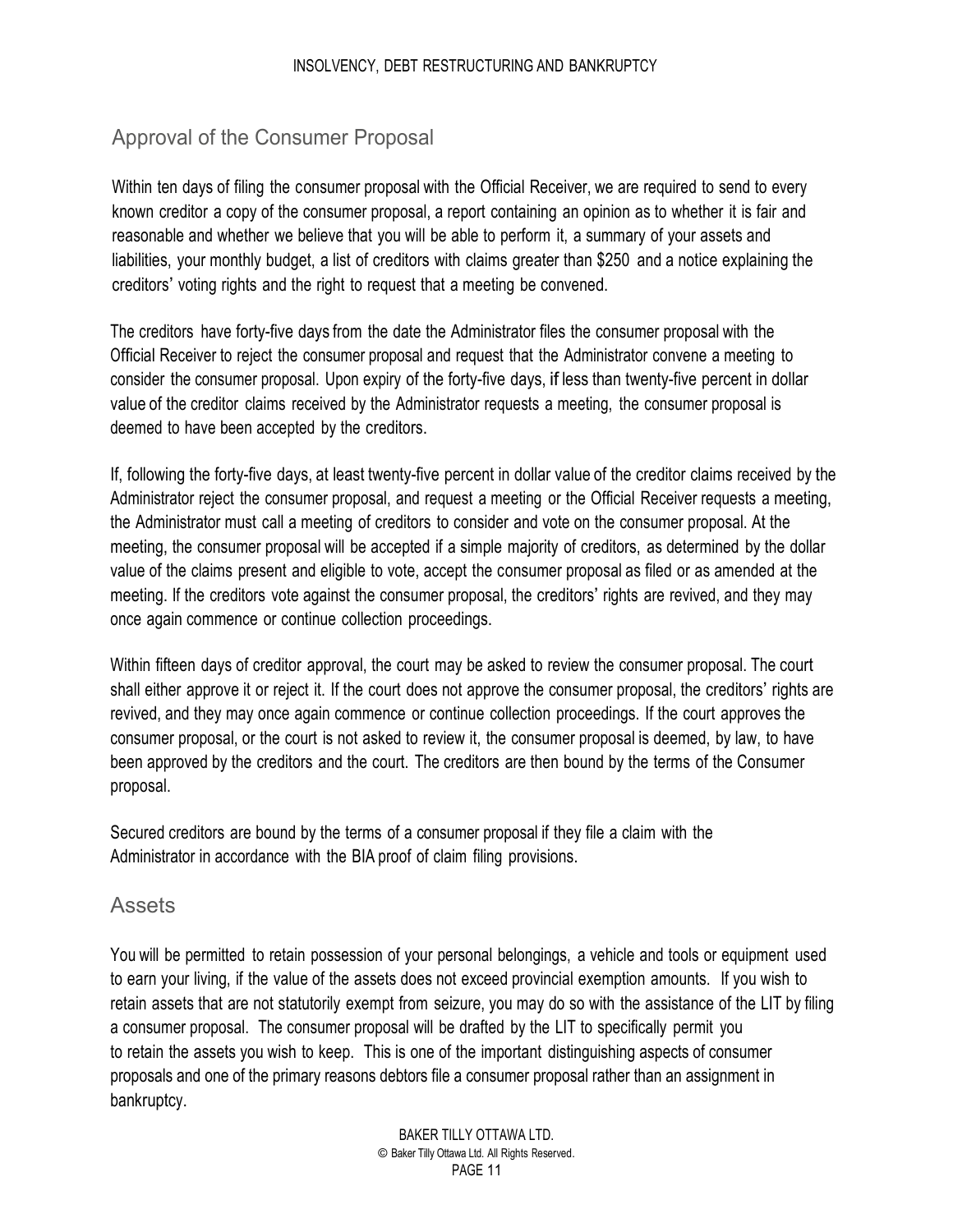## Approval of the Consumer Proposal

Within ten days of filing the consumer proposal with the Official Receiver, we are required to send to every known creditor a copy of the consumer proposal, a report containing an opinion as to whether it is fair and reasonable and whether we believe that you will be able to perform it, a summary of your assets and liabilities, your monthly budget, a list of creditors with claims greater than $250 and a notice explaining the creditors' voting rights and the right to request that a meeting be convened.

The creditors have forty-five days from the date the Administrator files the consumer proposal with the Official Receiver to reject the consumer proposal and request that the Administrator convene a meeting to consider the consumer proposal. Upon expiry of the forty-five days, if less than twenty-five percent in dollar value of the creditor claims received by the Administrator requests a meeting, the consumer proposal is deemed to have been accepted by the creditors.

If, following the forty-five days, at least twenty-five percent in dollar value of the creditor claims received by the Administrator reject the consumer proposal, and request a meeting or the Official Receiver requests a meeting, the Administrator must call a meeting of creditors to consider and vote on the consumer proposal. At the meeting, the consumer proposal will be accepted if a simple majority of creditors, as determined by the dollar value of the claims present and eligible to vote, accept the consumer proposal as filed or as amended at the meeting. If the creditors vote against the consumer proposal, the creditors' rights are revived, and they may once again commence or continue collection proceedings.

Within fifteen days of creditor approval, the court may be asked to review the consumer proposal. The court shall either approve it or reject it. If the court does not approve the consumer proposal, the creditors' rights are revived, and they may once again commence or continue collection proceedings. If the court approves the consumer proposal, or the court is not asked to review it, the consumer proposal is deemed, by law, to have been approved by the creditors and the court. The creditors are then bound by the terms of the Consumer proposal.

Secured creditors are bound by the terms of a consumer proposal if they file a claim with the Administrator in accordance with the BIA proof of claim filing provisions.

## Assets

You will be permitted to retain possession of your personal belongings, a vehicle and tools or equipment used to earn your living, if the value of the assets does not exceed provincial exemption amounts. If you wish to retain assets that are not statutorily exempt from seizure, you may do so with the assistance of the LIT by filing a consumer proposal. The consumer proposal will be drafted by the LIT to specifically permit you to retain the assets you wish to keep. This is one of the important distinguishing aspects of consumer proposals and one of the primary reasons debtors file a consumer proposal rather than an assignment in bankruptcy.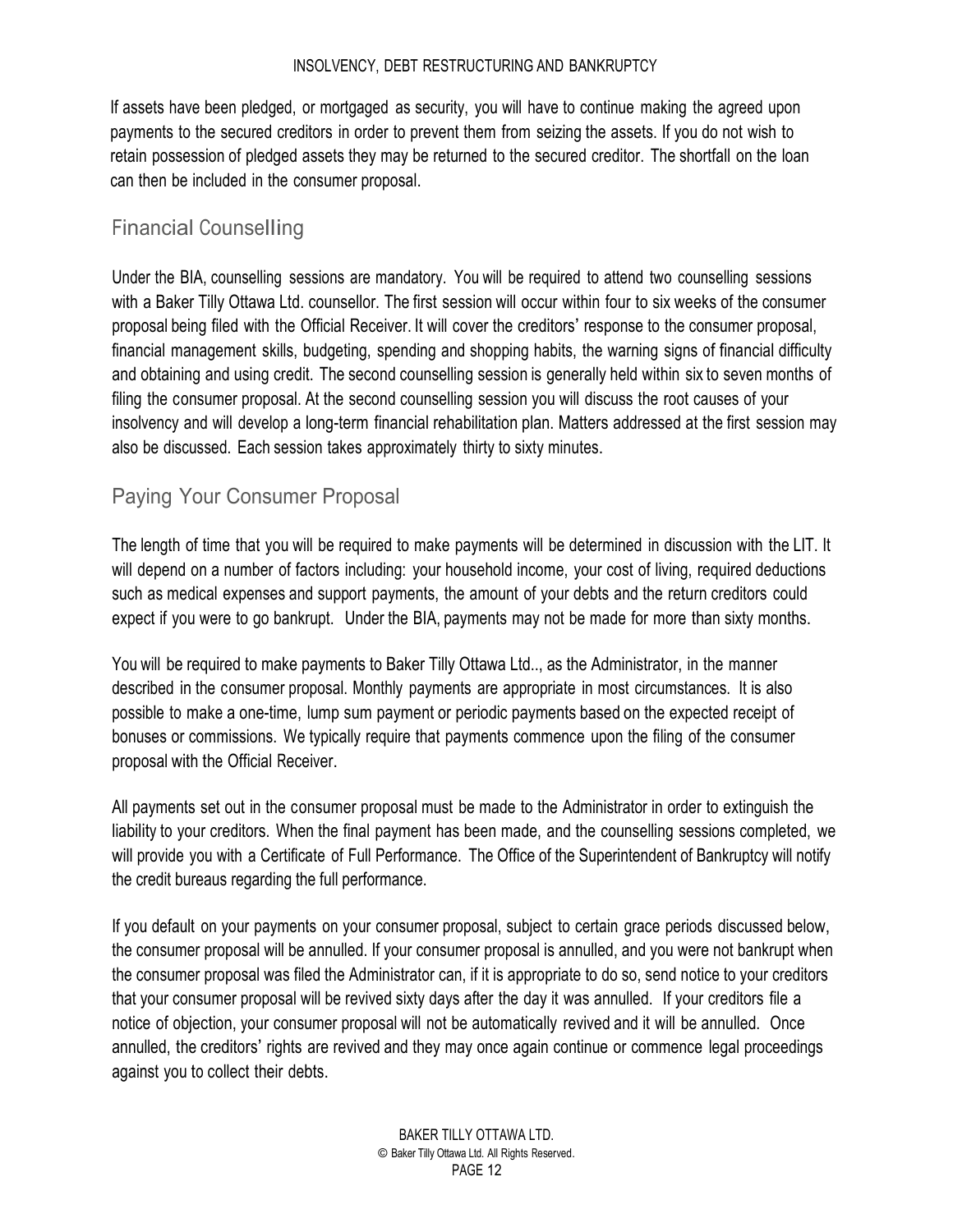If assets have been pledged, or mortgaged as security, you will have to continue making the agreed upon payments to the secured creditors in order to prevent them from seizing the assets. If you do not wish to retain possession of pledged assets they may be returned to the secured creditor. The shortfall on the loan can then be included in the consumer proposal.

## Financial Counselling

Under the BIA, counselling sessions are mandatory. You will be required to attend two counselling sessions with a Baker Tilly Ottawa Ltd. counsellor. The first session will occur within four to six weeks of the consumer proposal being filed with the Official Receiver. It will cover the creditors' response to the consumer proposal, financial management skills, budgeting, spending and shopping habits, the warning signs of financial difficulty and obtaining and using credit. The second counselling session is generally held within six to seven months of filing the consumer proposal. At the second counselling session you will discuss the root causes of your insolvency and will develop a long-term financial rehabilitation plan. Matters addressed at the first session may also be discussed. Each session takes approximately thirty to sixty minutes.

## Paying Your Consumer Proposal

The length of time that you will be required to make payments will be determined in discussion with the LIT. It will depend on a number of factors including: your household income, your cost of living, required deductions such as medical expenses and support payments, the amount of your debts and the return creditors could expect if you were to go bankrupt. Under the BIA, payments may not be made for more than sixty months.

You will be required to make payments to Baker Tilly Ottawa Ltd.., as the Administrator, in the manner described in the consumer proposal. Monthly payments are appropriate in most circumstances. It is also possible to make a one-time, lump sum payment or periodic payments based on the expected receipt of bonuses or commissions. We typically require that payments commence upon the filing of the consumer proposal with the Official Receiver.

All payments set out in the consumer proposal must be made to the Administrator in order to extinguish the liability to your creditors. When the final payment has been made, and the counselling sessions completed, we will provide you with a Certificate of Full Performance. The Office of the Superintendent of Bankruptcy will notify the credit bureaus regarding the full performance.

If you default on your payments on your consumer proposal, subject to certain grace periods discussed below, the consumer proposal will be annulled. If your consumer proposal is annulled, and you were not bankrupt when the consumer proposal was filed the Administrator can, if it is appropriate to do so, send notice to your creditors that your consumer proposal will be revived sixty days after the day it was annulled. If your creditors file a notice of objection, your consumer proposal will not be automatically revived and it will be annulled. Once annulled, the creditors' rights are revived and they may once again continue or commence legal proceedings against you to collect their debts.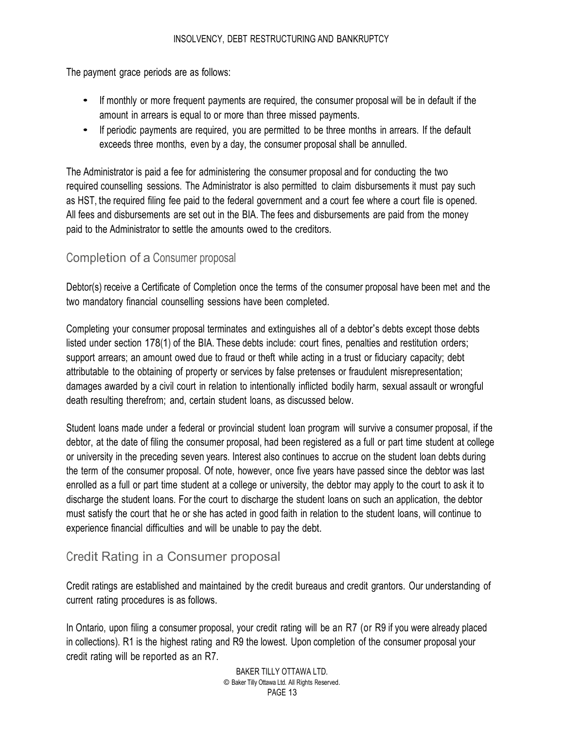The payment grace periods are as follows:

- If monthly or more frequent payments are required, the consumer proposal will be in default if the amount in arrears is equal to or more than three missed payments.
- If periodic payments are required, you are permitted to be three months in arrears. If the default exceeds three months, even by a day, the consumer proposal shall be annulled.

The Administrator is paid a fee for administering the consumer proposal and for conducting the two required counselling sessions. The Administrator is also permitted to claim disbursements it must pay such as HST, the required filing fee paid to the federal government and a court fee where a court file is opened. All fees and disbursements are set out in the BIA. The fees and disbursements are paid from the money paid to the Administrator to settle the amounts owed to the creditors.

## Completion of a Consumer proposal

Debtor(s) receive a Certificate of Completion once the terms of the consumer proposal have been met and the two mandatory financial counselling sessions have been completed.

Completing your consumer proposal terminates and extinguishes all of a debtor's debts except those debts listed under section 178(1) of the BIA. These debts include: court fines, penalties and restitution orders; support arrears; an amount owed due to fraud or theft while acting in a trust or fiduciary capacity; debt attributable to the obtaining of property or services by false pretenses or fraudulent misrepresentation; damages awarded by a civil court in relation to intentionally inflicted bodily harm, sexual assault or wrongful death resulting therefrom; and, certain student loans, as discussed below.

Student loans made under a federal or provincial student loan program will survive a consumer proposal, if the debtor, at the date of filing the consumer proposal, had been registered as a full or part time student at college or university in the preceding seven years. Interest also continues to accrue on the student loan debts during the term of the consumer proposal. Of note, however, once five years have passed since the debtor was last enrolled as a full or part time student at a college or university, the debtor may apply to the court to ask it to discharge the student loans. For the court to discharge the student loans on such an application, the debtor must satisfy the court that he or she has acted in good faith in relation to the student loans, will continue to experience financial difficulties and will be unable to pay the debt.

## Credit Rating in a Consumer proposal

Credit ratings are established and maintained by the credit bureaus and credit grantors. Our understanding of current rating procedures is as follows.

In Ontario, upon filing a consumer proposal, your credit rating will be an R7 (or R9 if you were already placed in collections). R1 is the highest rating and R9 the lowest. Upon completion of the consumer proposal your credit rating will be reported as an R7.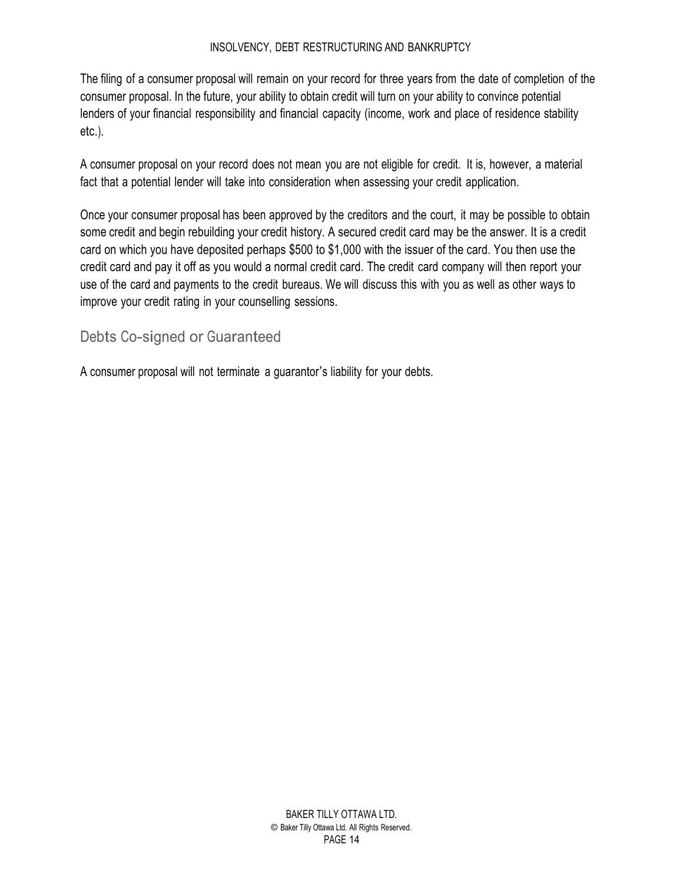The filing of a consumer proposal will remain on your record for three years from the date of completion of the consumer proposal. In the future, your ability to obtain credit will turn on your ability to convince potential lenders of your financial responsibility and financial capacity (income, work and place of residence stability etc.).

A consumer proposal on your record does not mean you are not eligible for credit. It is, however, a material fact that a potential lender will take into consideration when assessing your credit application.

Once your consumer proposal has been approved by the creditors and the court, it may be possible to obtain some credit and begin rebuilding your credit history. A secured credit card may be the answer. It is a credit card on which you have deposited perhaps $500 to $1,000 with the issuer of the card. You then use the credit card and pay it off as you would a normal credit card. The credit card company will then report your use of the card and payments to the credit bureaus. We will discuss this with you as well as other ways to improve your credit rating in your counselling sessions.

## Debts Co-signed or Guaranteed

A consumer proposal will not terminate a guarantor's liability for your debts.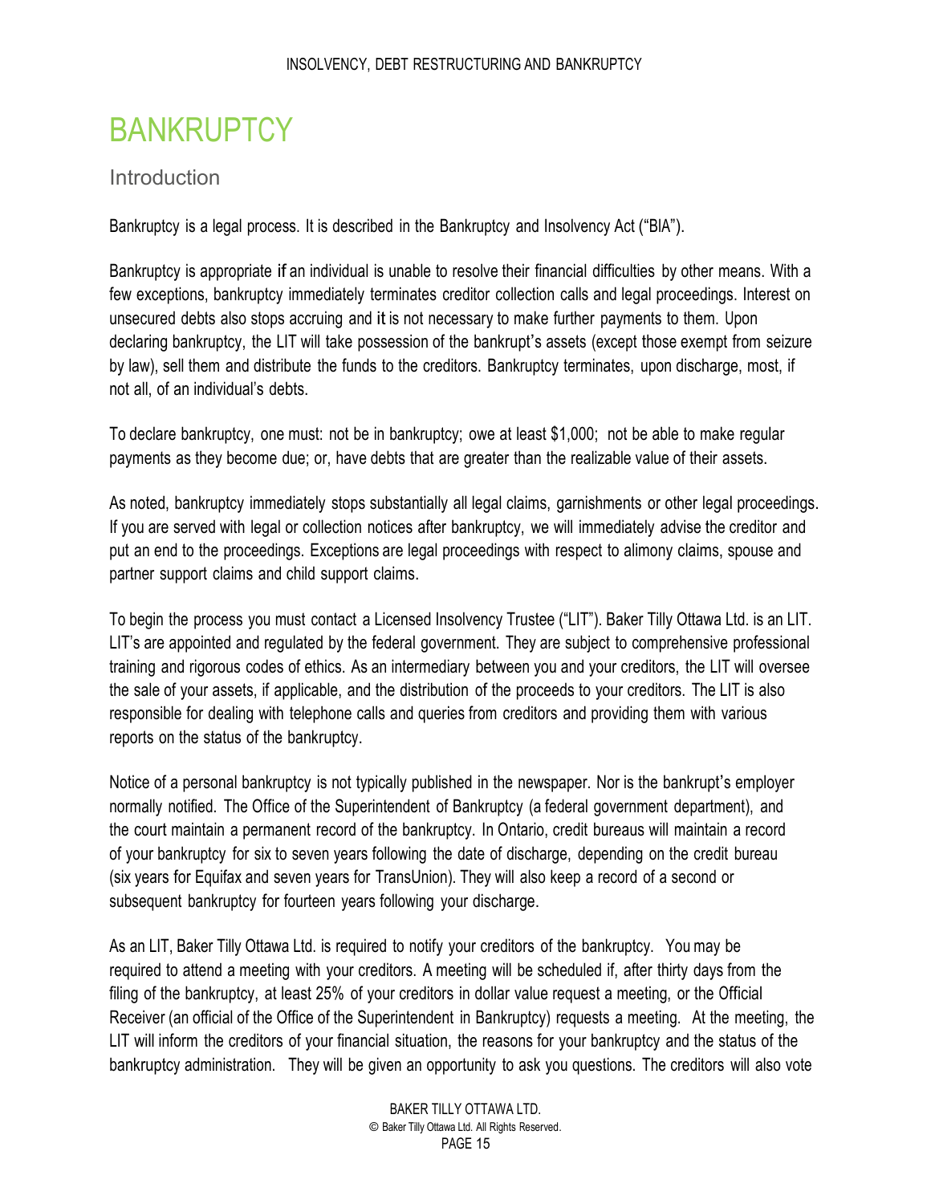# BANKRUPTCY

## Introduction

Bankruptcy is a legal process. It is described in the Bankruptcy and Insolvency Act ("BIA").

Bankruptcy is appropriate if an individual is unable to resolve their financial difficulties by other means. With a few exceptions, bankruptcy immediately terminates creditor collection calls and legal proceedings. Interest on unsecured debts also stops accruing and it is not necessary to make further payments to them. Upon declaring bankruptcy, the LIT will take possession of the bankrupt's assets (except those exempt from seizure by law), sell them and distribute the funds to the creditors. Bankruptcy terminates, upon discharge, most, if not all, of an individual's debts.

To declare bankruptcy, one must: not be in bankruptcy; owe at least $1,000; not be able to make regular payments as they become due; or, have debts that are greater than the realizable value of their assets.

As noted, bankruptcy immediately stops substantially all legal claims, garnishments or other legal proceedings. If you are served with legal or collection notices after bankruptcy, we will immediately advise the creditor and put an end to the proceedings. Exceptions are legal proceedings with respect to alimony claims, spouse and partner support claims and child support claims.

To begin the process you must contact a Licensed Insolvency Trustee ("LIT"). Baker Tilly Ottawa Ltd. is an LIT. LIT's are appointed and regulated by the federal government. They are subject to comprehensive professional training and rigorous codes of ethics. As an intermediary between you and your creditors, the LIT will oversee the sale of your assets, if applicable, and the distribution of the proceeds to your creditors. The LIT is also responsible for dealing with telephone calls and queries from creditors and providing them with various reports on the status of the bankruptcy.

Notice of a personal bankruptcy is not typically published in the newspaper. Nor is the bankrupt's employer normally notified. The Office of the Superintendent of Bankruptcy (a federal government department), and the court maintain a permanent record of the bankruptcy. In Ontario, credit bureaus will maintain a record of your bankruptcy for six to seven years following the date of discharge, depending on the credit bureau (six years for Equifax and seven years for TransUnion). They will also keep a record of a second or subsequent bankruptcy for fourteen years following your discharge.

As an LIT, Baker Tilly Ottawa Ltd. is required to notify your creditors of the bankruptcy. You may be required to attend a meeting with your creditors. A meeting will be scheduled if, after thirty days from the filing of the bankruptcy, at least 25% of your creditors in dollar value request a meeting, or the Official Receiver (an official of the Office of the Superintendent in Bankruptcy) requests a meeting. At the meeting, the LIT will inform the creditors of your financial situation, the reasons for your bankruptcy and the status of the bankruptcy administration. They will be given an opportunity to ask you questions. The creditors will also vote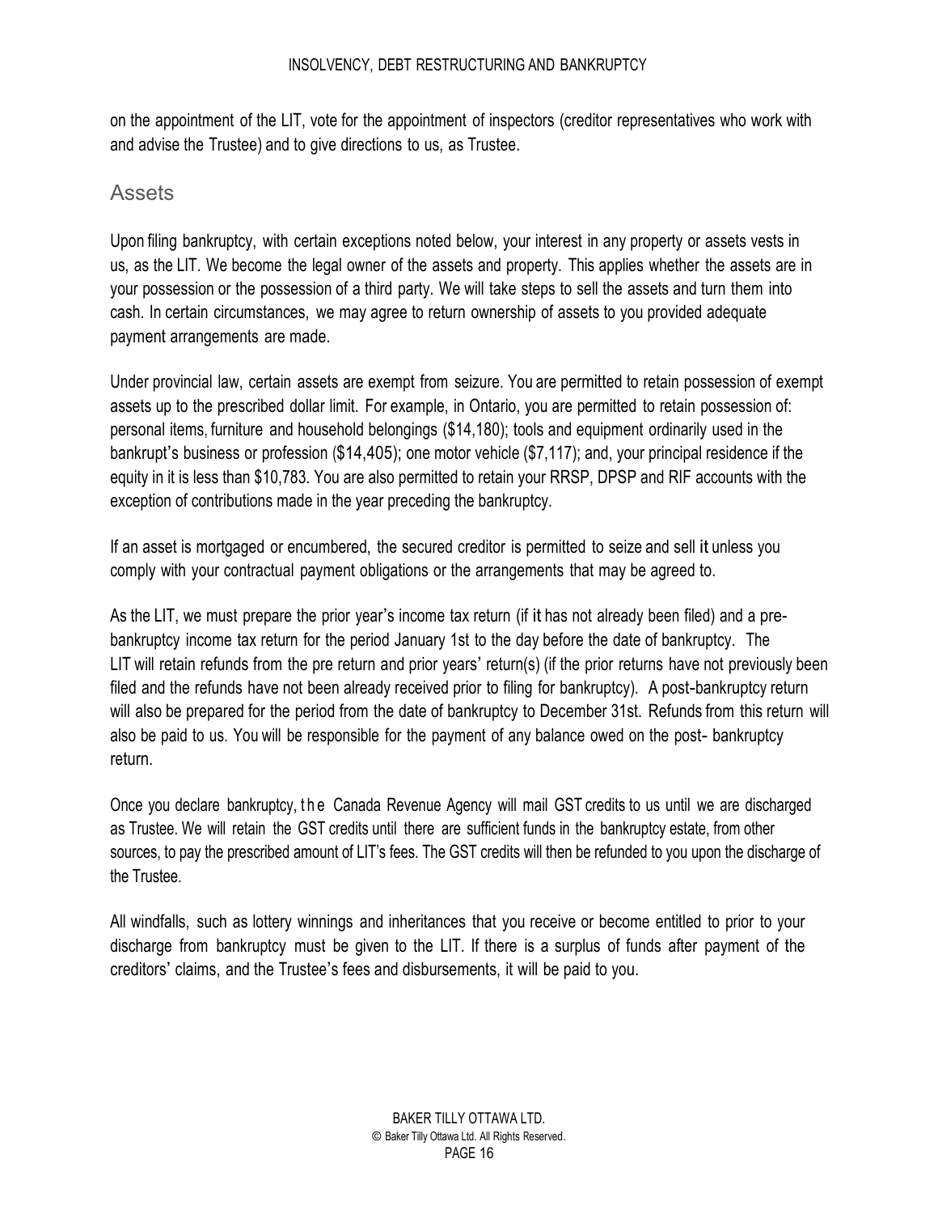on the appointment of the LIT, vote for the appointment of inspectors (creditor representatives who work with and advise the Trustee) and to give directions to us, as Trustee.

## Assets

Upon filing bankruptcy, with certain exceptions noted below, your interest in any property or assets vests in us, as the LIT. We become the legal owner of the assets and property. This applies whether the assets are in your possession or the possession of a third party. We will take steps to sell the assets and turn them into cash. In certain circumstances, we may agree to return ownership of assets to you provided adequate payment arrangements are made.

Under provincial law, certain assets are exempt from seizure. You are permitted to retain possession of exempt assets up to the prescribed dollar limit. For example, in Ontario, you are permitted to retain possession of: personal items, furniture and household belongings ($14,180); tools and equipment ordinarily used in the bankrupt's business or profession ($14,405); one motor vehicle ($7,117); and, your principal residence if the equity in it is less than $10,783. You are also permitted to retain your RRSP, DPSP and RIF accounts with the exception of contributions made in the year preceding the bankruptcy.

If an asset is mortgaged or encumbered, the secured creditor is permitted to seize and sell it unless you comply with your contractual payment obligations or the arrangements that may be agreed to.

As the LIT, we must prepare the prior year's income tax return (if it has not already been filed) and a pre-bankruptcy income tax return for the period January 1st to the day before the date of bankruptcy. The LIT will retain refunds from the pre return and prior years' return(s) (if the prior returns have not previously been filed and the refunds have not been already received prior to filing for bankruptcy). A post-bankruptcy return will also be prepared for the period from the date of bankruptcy to December 31st. Refunds from this return will also be paid to us. You will be responsible for the payment of any balance owed on the post- bankruptcy return.

Once you declare bankruptcy, the Canada Revenue Agency will mail GST credits to us until we are discharged as Trustee. We will retain the GST credits until there are sufficient funds in the bankruptcy estate, from other sources, to pay the prescribed amount of LIT's fees. The GST credits will then be refunded to you upon the discharge of the Trustee.

All windfalls, such as lottery winnings and inheritances that you receive or become entitled to prior to your discharge from bankruptcy must be given to the LIT. If there is a surplus of funds after payment of the creditors' claims, and the Trustee's fees and disbursements, it will be paid to you.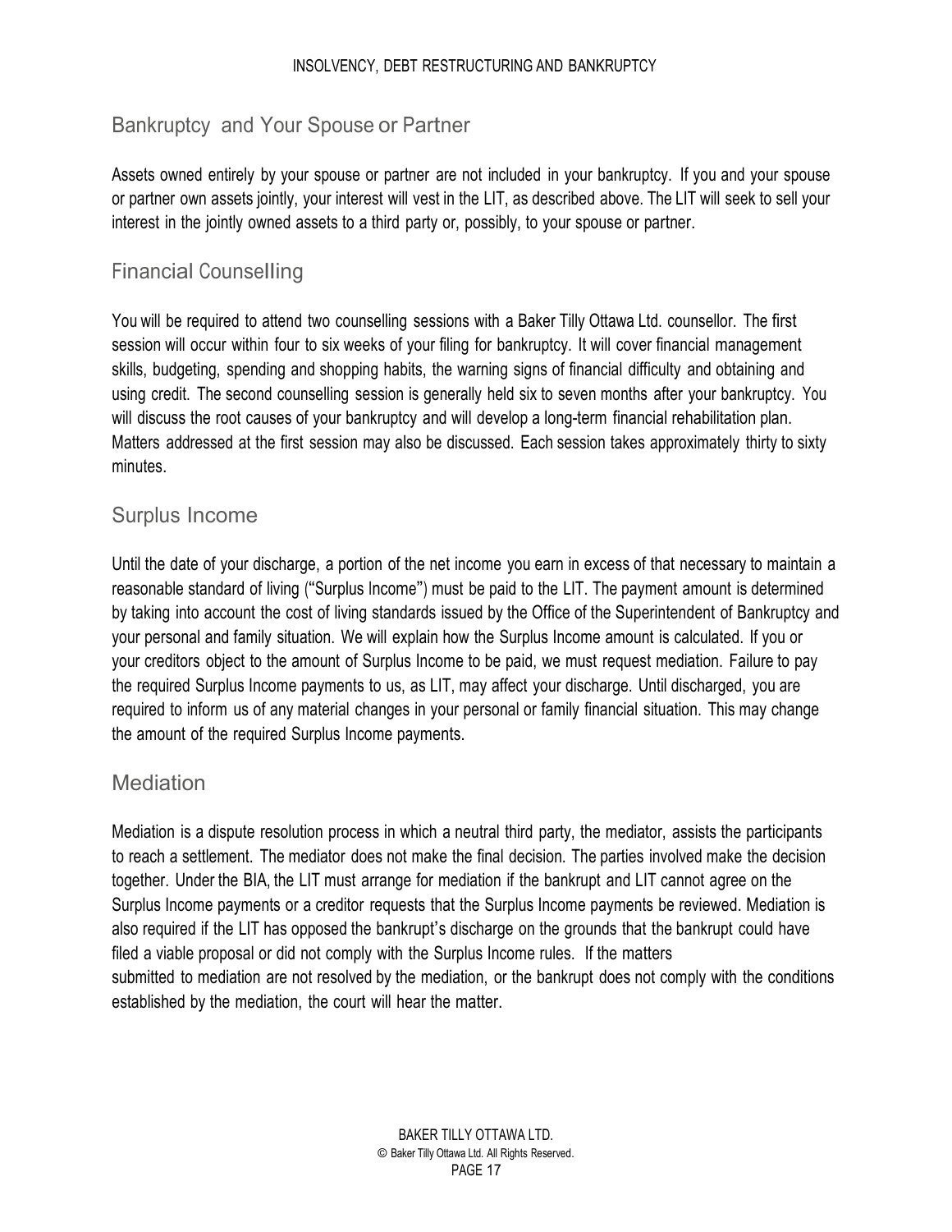## Bankruptcy and Your Spouse or Partner

Assets owned entirely by your spouse or partner are not included in your bankruptcy. If you and your spouse or partner own assets jointly, your interest will vest in the LIT, as described above. The LIT will seek to sell your interest in the jointly owned assets to a third party or, possibly, to your spouse or partner.

## Financial Counselling

You will be required to attend two counselling sessions with a Baker Tilly Ottawa Ltd. counsellor. The first session will occur within four to six weeks of your filing for bankruptcy. It will cover financial management skills, budgeting, spending and shopping habits, the warning signs of financial difficulty and obtaining and using credit. The second counselling session is generally held six to seven months after your bankruptcy. You will discuss the root causes of your bankruptcy and will develop a long-term financial rehabilitation plan. Matters addressed at the first session may also be discussed. Each session takes approximately thirty to sixty minutes.

## Surplus Income

Until the date of your discharge, a portion of the net income you earn in excess of that necessary to maintain a reasonable standard of living ("Surplus Income") must be paid to the LIT. The payment amount is determined by taking into account the cost of living standards issued by the Office of the Superintendent of Bankruptcy and your personal and family situation. We will explain how the Surplus Income amount is calculated. If you or your creditors object to the amount of Surplus Income to be paid, we must request mediation. Failure to pay the required Surplus Income payments to us, as LIT, may affect your discharge. Until discharged, you are required to inform us of any material changes in your personal or family financial situation. This may change the amount of the required Surplus Income payments.

## Mediation

Mediation is a dispute resolution process in which a neutral third party, the mediator, assists the participants to reach a settlement. The mediator does not make the final decision. The parties involved make the decision together. Under the BIA, the LIT must arrange for mediation if the bankrupt and LIT cannot agree on the Surplus Income payments or a creditor requests that the Surplus Income payments be reviewed. Mediation is also required if the LIT has opposed the bankrupt's discharge on the grounds that the bankrupt could have filed a viable proposal or did not comply with the Surplus Income rules. If the matters submitted to mediation are not resolved by the mediation, or the bankrupt does not comply with the conditions established by the mediation, the court will hear the matter.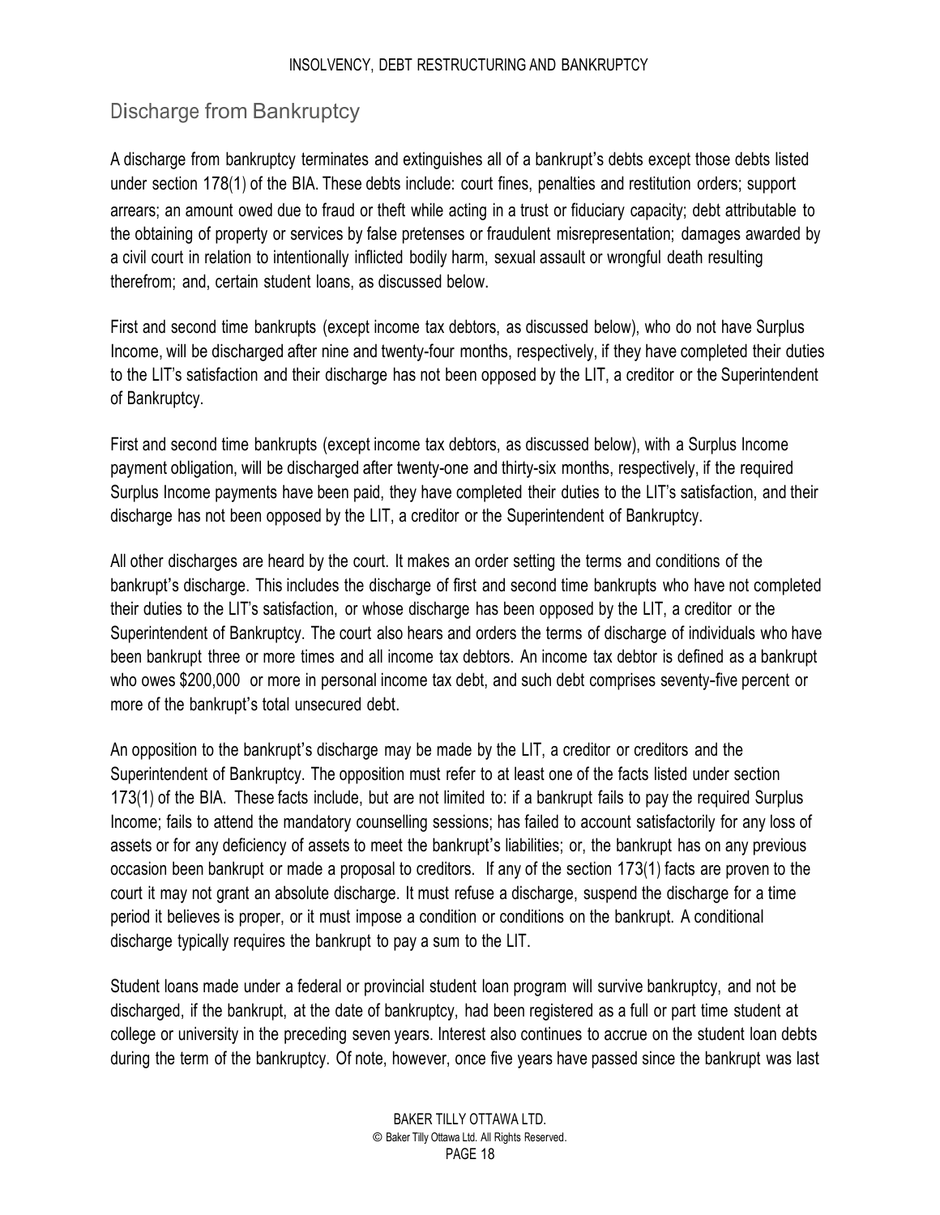## Discharge from Bankruptcy

A discharge from bankruptcy terminates and extinguishes all of a bankrupt's debts except those debts listed under section 178(1) of the BIA. These debts include: court fines, penalties and restitution orders; support arrears; an amount owed due to fraud or theft while acting in a trust or fiduciary capacity; debt attributable to the obtaining of property or services by false pretenses or fraudulent misrepresentation; damages awarded by a civil court in relation to intentionally inflicted bodily harm, sexual assault or wrongful death resulting therefrom; and, certain student loans, as discussed below.

First and second time bankrupts (except income tax debtors, as discussed below), who do not have Surplus Income, will be discharged after nine and twenty-four months, respectively, if they have completed their duties to the LIT's satisfaction and their discharge has not been opposed by the LIT, a creditor or the Superintendent of Bankruptcy.

First and second time bankrupts (except income tax debtors, as discussed below), with a Surplus Income payment obligation, will be discharged after twenty-one and thirty-six months, respectively, if the required Surplus Income payments have been paid, they have completed their duties to the LIT's satisfaction, and their discharge has not been opposed by the LIT, a creditor or the Superintendent of Bankruptcy.

All other discharges are heard by the court. It makes an order setting the terms and conditions of the bankrupt's discharge. This includes the discharge of first and second time bankrupts who have not completed their duties to the LIT's satisfaction, or whose discharge has been opposed by the LIT, a creditor or the Superintendent of Bankruptcy. The court also hears and orders the terms of discharge of individuals who have been bankrupt three or more times and all income tax debtors. An income tax debtor is defined as a bankrupt who owes $200,000 or more in personal income tax debt, and such debt comprises seventy-five percent or more of the bankrupt's total unsecured debt.

An opposition to the bankrupt's discharge may be made by the LIT, a creditor or creditors and the Superintendent of Bankruptcy. The opposition must refer to at least one of the facts listed under section 173(1) of the BIA. These facts include, but are not limited to: if a bankrupt fails to pay the required Surplus Income; fails to attend the mandatory counselling sessions; has failed to account satisfactorily for any loss of assets or for any deficiency of assets to meet the bankrupt's liabilities; or, the bankrupt has on any previous occasion been bankrupt or made a proposal to creditors. If any of the section 173(1) facts are proven to the court it may not grant an absolute discharge. It must refuse a discharge, suspend the discharge for a time period it believes is proper, or it must impose a condition or conditions on the bankrupt. A conditional discharge typically requires the bankrupt to pay a sum to the LIT.

Student loans made under a federal or provincial student loan program will survive bankruptcy, and not be discharged, if the bankrupt, at the date of bankruptcy, had been registered as a full or part time student at college or university in the preceding seven years. Interest also continues to accrue on the student loan debts during the term of the bankruptcy. Of note, however, once five years have passed since the bankrupt was last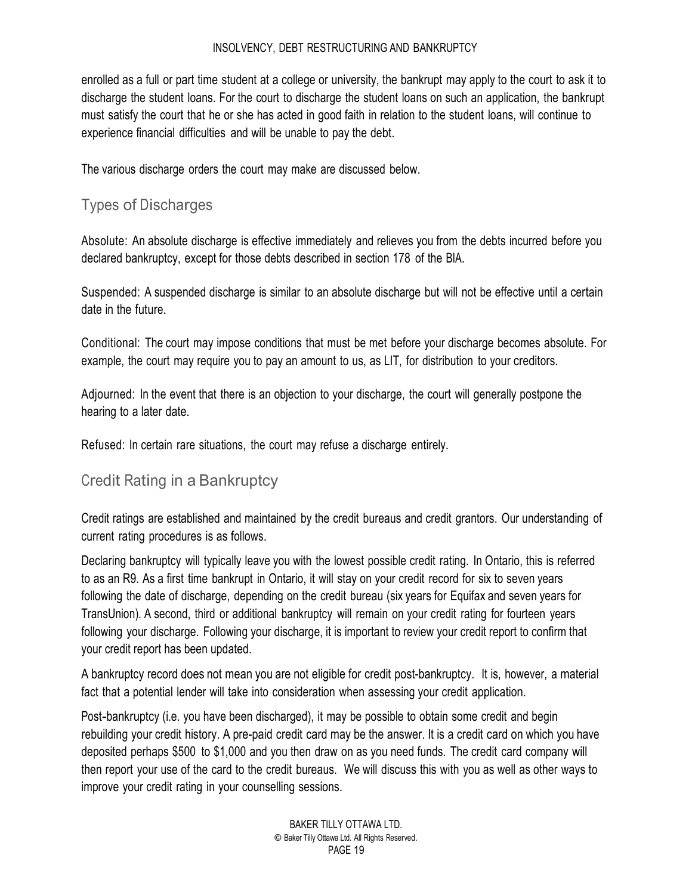enrolled as a full or part time student at a college or university, the bankrupt may apply to the court to ask it to discharge the student loans. For the court to discharge the student loans on such an application, the bankrupt must satisfy the court that he or she has acted in good faith in relation to the student loans, will continue to experience financial difficulties and will be unable to pay the debt.

The various discharge orders the court may make are discussed below.

## Types of Discharges

Absolute: An absolute discharge is effective immediately and relieves you from the debts incurred before you declared bankruptcy, except for those debts described in section 178 of the BIA.

Suspended: A suspended discharge is similar to an absolute discharge but will not be effective until a certain date in the future.

Conditional: The court may impose conditions that must be met before your discharge becomes absolute. For example, the court may require you to pay an amount to us, as LIT, for distribution to your creditors.

Adjourned: In the event that there is an objection to your discharge, the court will generally postpone the hearing to a later date.

Refused: In certain rare situations, the court may refuse a discharge entirely.

## Credit Rating in a Bankruptcy

Credit ratings are established and maintained by the credit bureaus and credit grantors. Our understanding of current rating procedures is as follows.

Declaring bankruptcy will typically leave you with the lowest possible credit rating. In Ontario, this is referred to as an R9. As a first time bankrupt in Ontario, it will stay on your credit record for six to seven years following the date of discharge, depending on the credit bureau (six years for Equifax and seven years for TransUnion). A second, third or additional bankruptcy will remain on your credit rating for fourteen years following your discharge. Following your discharge, it is important to review your credit report to confirm that your credit report has been updated.

A bankruptcy record does not mean you are not eligible for credit post-bankruptcy. It is, however, a material fact that a potential lender will take into consideration when assessing your credit application.

Post-bankruptcy (i.e. you have been discharged), it may be possible to obtain some credit and begin rebuilding your credit history. A pre-paid credit card may be the answer. It is a credit card on which you have deposited perhaps $500 to $1,000 and you then draw on as you need funds. The credit card company will then report your use of the card to the credit bureaus. We will discuss this with you as well as other ways to improve your credit rating in your counselling sessions.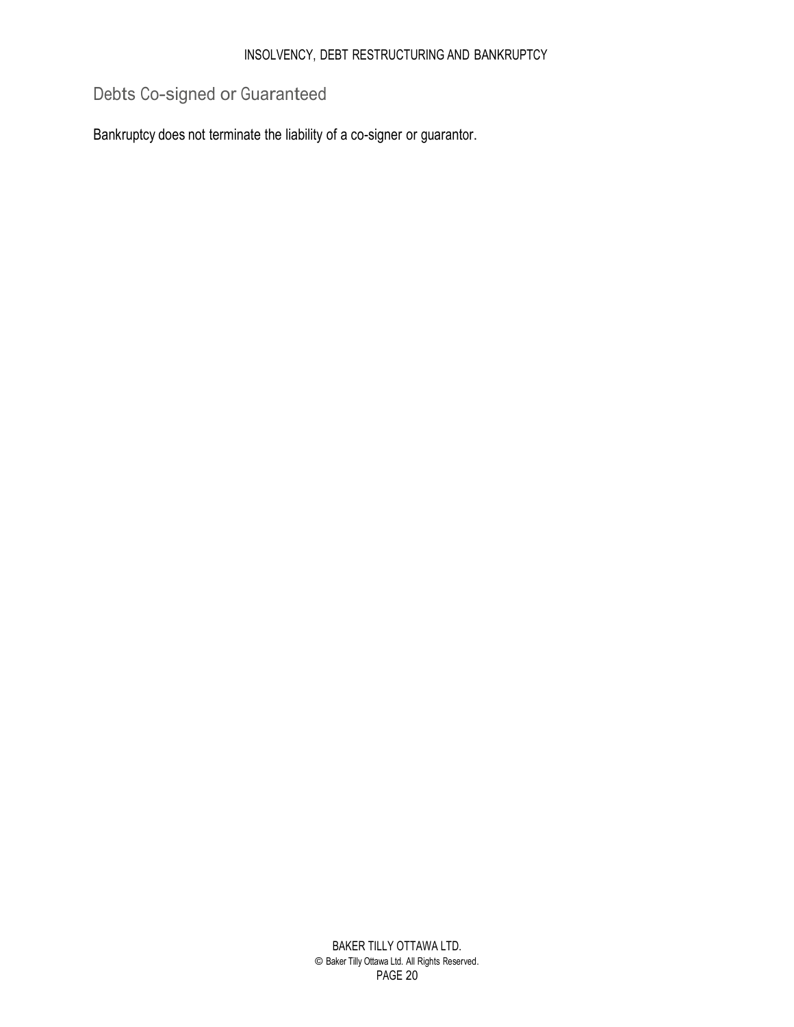## Debts Co-signed or Guaranteed

Bankruptcy does not terminate the liability of a co-signer or guarantor.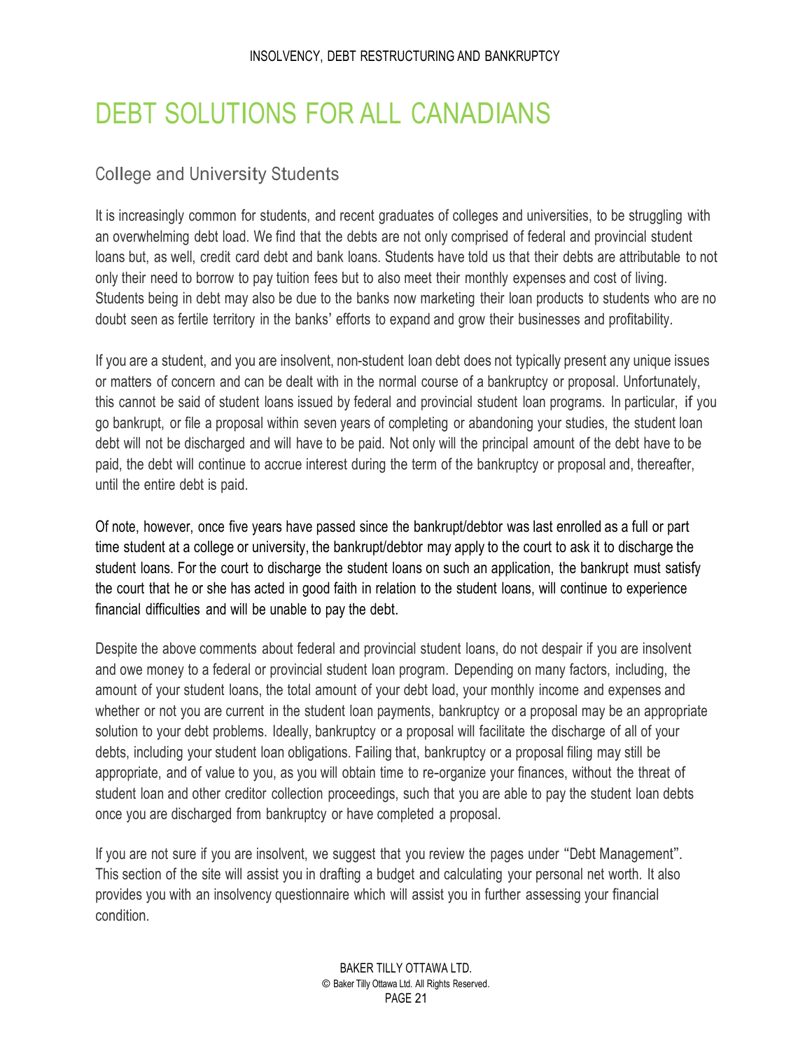# DEBT SOLUTIONS FOR ALL CANADIANS

## College and University Students

It is increasingly common for students, and recent graduates of colleges and universities, to be struggling with an overwhelming debt load. We find that the debts are not only comprised of federal and provincial student loans but, as well, credit card debt and bank loans. Students have told us that their debts are attributable to not only their need to borrow to pay tuition fees but to also meet their monthly expenses and cost of living. Students being in debt may also be due to the banks now marketing their loan products to students who are no doubt seen as fertile territory in the banks' efforts to expand and grow their businesses and profitability.

If you are a student, and you are insolvent, non-student loan debt does not typically present any unique issues or matters of concern and can be dealt with in the normal course of a bankruptcy or proposal. Unfortunately, this cannot be said of student loans issued by federal and provincial student loan programs. In particular, if you go bankrupt, or file a proposal within seven years of completing or abandoning your studies, the student loan debt will not be discharged and will have to be paid. Not only will the principal amount of the debt have to be paid, the debt will continue to accrue interest during the term of the bankruptcy or proposal and, thereafter, until the entire debt is paid.

Of note, however, once five years have passed since the bankrupt/debtor was last enrolled as a full or part time student at a college or university, the bankrupt/debtor may apply to the court to ask it to discharge the student loans. For the court to discharge the student loans on such an application, the bankrupt must satisfy the court that he or she has acted in good faith in relation to the student loans, will continue to experience financial difficulties and will be unable to pay the debt.

Despite the above comments about federal and provincial student loans, do not despair if you are insolvent and owe money to a federal or provincial student loan program. Depending on many factors, including, the amount of your student loans, the total amount of your debt load, your monthly income and expenses and whether or not you are current in the student loan payments, bankruptcy or a proposal may be an appropriate solution to your debt problems. Ideally, bankruptcy or a proposal will facilitate the discharge of all of your debts, including your student loan obligations. Failing that, bankruptcy or a proposal filing may still be appropriate, and of value to you, as you will obtain time to re-organize your finances, without the threat of student loan and other creditor collection proceedings, such that you are able to pay the student loan debts once you are discharged from bankruptcy or have completed a proposal.

If you are not sure if you are insolvent, we suggest that you review the pages under "Debt Management". This section of the site will assist you in drafting a budget and calculating your personal net worth. It also provides you with an insolvency questionnaire which will assist you in further assessing your financial condition.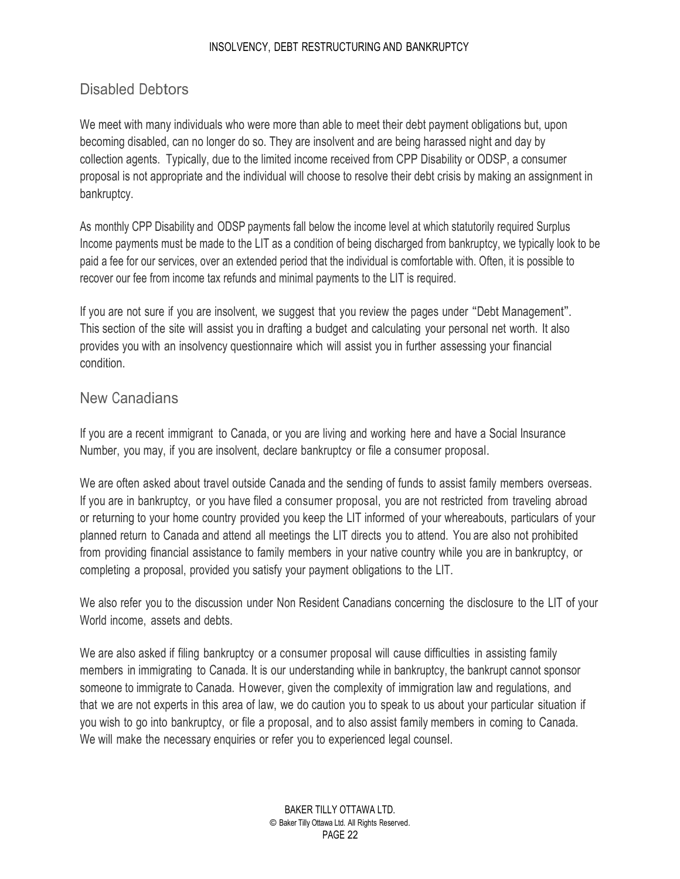## Disabled Debtors

We meet with many individuals who were more than able to meet their debt payment obligations but, upon becoming disabled, can no longer do so. They are insolvent and are being harassed night and day by collection agents. Typically, due to the limited income received from CPP Disability or ODSP, a consumer proposal is not appropriate and the individual will choose to resolve their debt crisis by making an assignment in bankruptcy.

As monthly CPP Disability and ODSP payments fall below the income level at which statutorily required Surplus Income payments must be made to the LIT as a condition of being discharged from bankruptcy, we typically look to be paid a fee for our services, over an extended period that the individual is comfortable with. Often, it is possible to recover our fee from income tax refunds and minimal payments to the LIT is required.

If you are not sure if you are insolvent, we suggest that you review the pages under "Debt Management". This section of the site will assist you in drafting a budget and calculating your personal net worth. It also provides you with an insolvency questionnaire which will assist you in further assessing your financial condition.

## New Canadians

If you are a recent immigrant to Canada, or you are living and working here and have a Social Insurance Number, you may, if you are insolvent, declare bankruptcy or file a consumer proposal.

We are often asked about travel outside Canada and the sending of funds to assist family members overseas. If you are in bankruptcy, or you have filed a consumer proposal, you are not restricted from traveling abroad or returning to your home country provided you keep the LIT informed of your whereabouts, particulars of your planned return to Canada and attend all meetings the LIT directs you to attend. You are also not prohibited from providing financial assistance to family members in your native country while you are in bankruptcy, or completing a proposal, provided you satisfy your payment obligations to the LIT.

We also refer you to the discussion under Non Resident Canadians concerning the disclosure to the LIT of your World income, assets and debts.

We are also asked if filing bankruptcy or a consumer proposal will cause difficulties in assisting family members in immigrating to Canada. It is our understanding while in bankruptcy, the bankrupt cannot sponsor someone to immigrate to Canada. However, given the complexity of immigration law and regulations, and that we are not experts in this area of law, we do caution you to speak to us about your particular situation if you wish to go into bankruptcy, or file a proposal, and to also assist family members in coming to Canada. We will make the necessary enquiries or refer you to experienced legal counsel.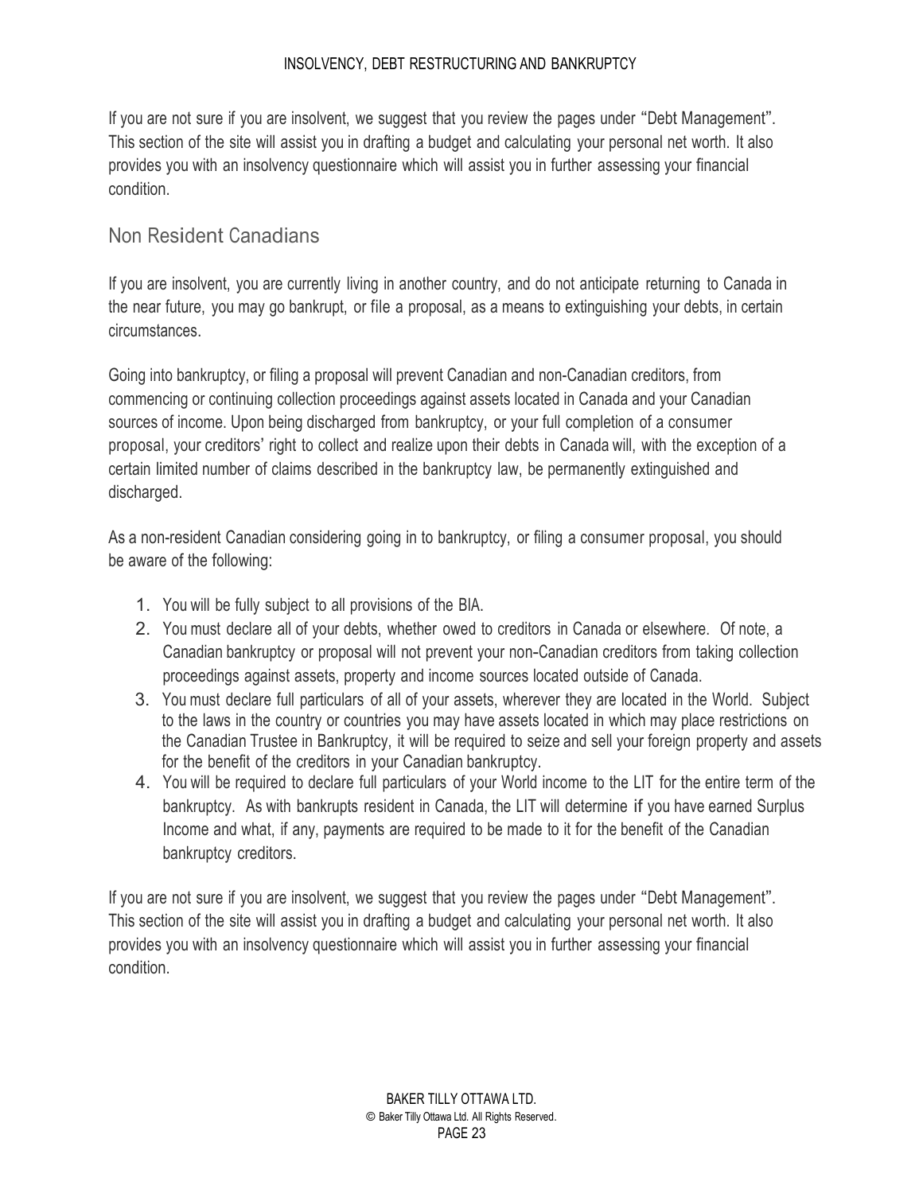If you are not sure if you are insolvent, we suggest that you review the pages under "Debt Management". This section of the site will assist you in drafting a budget and calculating your personal net worth. It also provides you with an insolvency questionnaire which will assist you in further assessing your financial condition.

## Non Resident Canadians

If you are insolvent, you are currently living in another country, and do not anticipate returning to Canada in the near future, you may go bankrupt, or file a proposal, as a means to extinguishing your debts, in certain circumstances.

Going into bankruptcy, or filing a proposal will prevent Canadian and non-Canadian creditors, from commencing or continuing collection proceedings against assets located in Canada and your Canadian sources of income. Upon being discharged from bankruptcy, or your full completion of a consumer proposal, your creditors' right to collect and realize upon their debts in Canada will, with the exception of a certain limited number of claims described in the bankruptcy law, be permanently extinguished and discharged.

As a non-resident Canadian considering going in to bankruptcy, or filing a consumer proposal, you should be aware of the following:

1. You will be fully subject to all provisions of the BIA.
2. You must declare all of your debts, whether owed to creditors in Canada or elsewhere. Of note, a Canadian bankruptcy or proposal will not prevent your non-Canadian creditors from taking collection proceedings against assets, property and income sources located outside of Canada.
3. You must declare full particulars of all of your assets, wherever they are located in the World. Subject to the laws in the country or countries you may have assets located in which may place restrictions on the Canadian Trustee in Bankruptcy, it will be required to seize and sell your foreign property and assets for the benefit of the creditors in your Canadian bankruptcy.
4. You will be required to declare full particulars of your World income to the LIT for the entire term of the bankruptcy. As with bankrupts resident in Canada, the LIT will determine if you have earned Surplus Income and what, if any, payments are required to be made to it for the benefit of the Canadian bankruptcy creditors.

If you are not sure if you are insolvent, we suggest that you review the pages under "Debt Management". This section of the site will assist you in drafting a budget and calculating your personal net worth. It also provides you with an insolvency questionnaire which will assist you in further assessing your financial condition.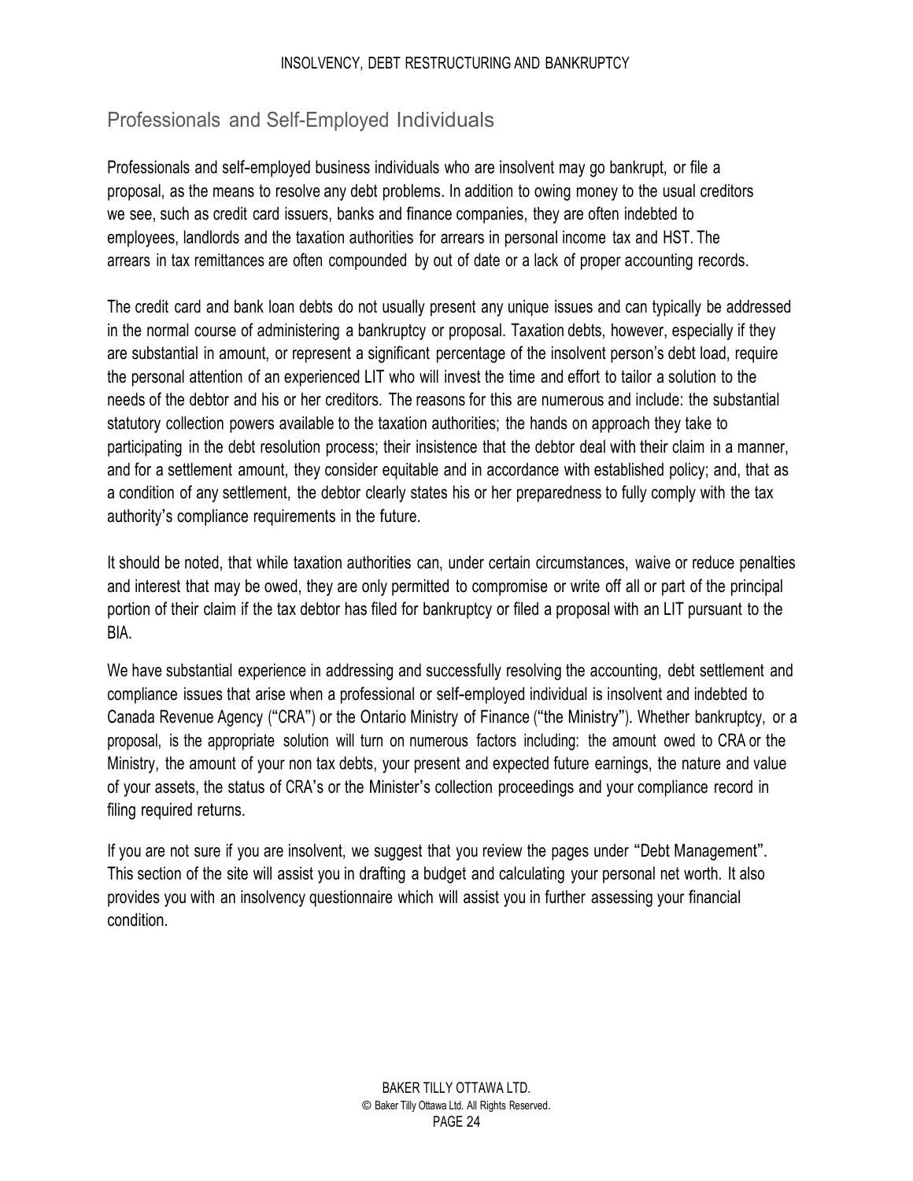## Professionals and Self-Employed Individuals

Professionals and self-employed business individuals who are insolvent may go bankrupt, or file a proposal, as the means to resolve any debt problems. In addition to owing money to the usual creditors we see, such as credit card issuers, banks and finance companies, they are often indebted to employees, landlords and the taxation authorities for arrears in personal income tax and HST. The arrears in tax remittances are often compounded by out of date or a lack of proper accounting records.

The credit card and bank loan debts do not usually present any unique issues and can typically be addressed in the normal course of administering a bankruptcy or proposal. Taxation debts, however, especially if they are substantial in amount, or represent a significant percentage of the insolvent person's debt load, require the personal attention of an experienced LIT who will invest the time and effort to tailor a solution to the needs of the debtor and his or her creditors. The reasons for this are numerous and include: the substantial statutory collection powers available to the taxation authorities; the hands on approach they take to participating in the debt resolution process; their insistence that the debtor deal with their claim in a manner, and for a settlement amount, they consider equitable and in accordance with established policy; and, that as a condition of any settlement, the debtor clearly states his or her preparedness to fully comply with the tax authority's compliance requirements in the future.

It should be noted, that while taxation authorities can, under certain circumstances, waive or reduce penalties and interest that may be owed, they are only permitted to compromise or write off all or part of the principal portion of their claim if the tax debtor has filed for bankruptcy or filed a proposal with an LIT pursuant to the BIA.

We have substantial experience in addressing and successfully resolving the accounting, debt settlement and compliance issues that arise when a professional or self-employed individual is insolvent and indebted to Canada Revenue Agency ("CRA") or the Ontario Ministry of Finance ("the Ministry"). Whether bankruptcy, or a proposal, is the appropriate solution will turn on numerous factors including: the amount owed to CRA or the Ministry, the amount of your non tax debts, your present and expected future earnings, the nature and value of your assets, the status of CRA's or the Minister's collection proceedings and your compliance record in filing required returns.

If you are not sure if you are insolvent, we suggest that you review the pages under "Debt Management". This section of the site will assist you in drafting a budget and calculating your personal net worth. It also provides you with an insolvency questionnaire which will assist you in further assessing your financial condition.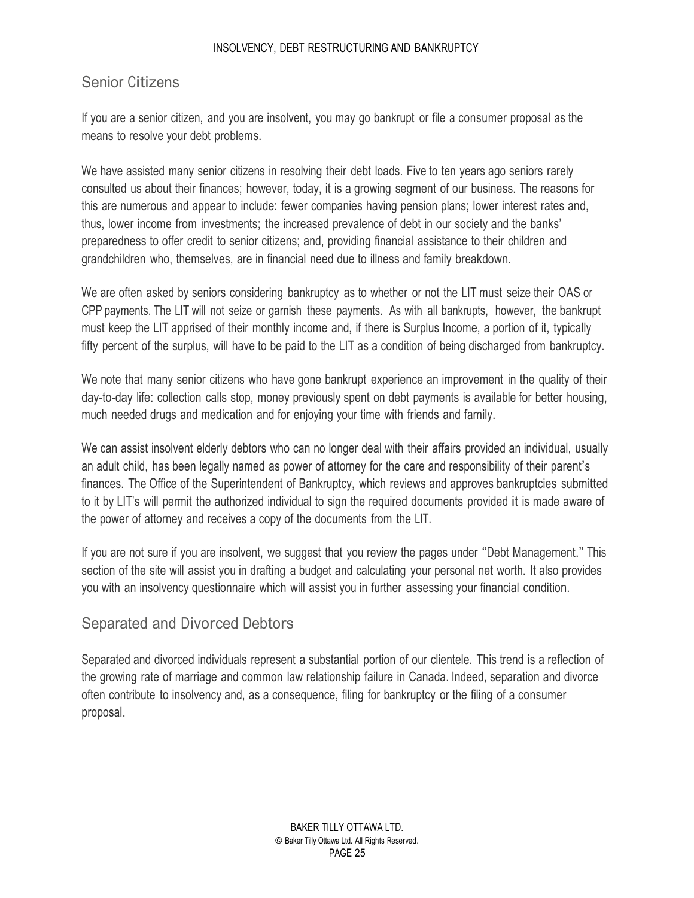## Senior Citizens

If you are a senior citizen, and you are insolvent, you may go bankrupt or file a consumer proposal as the means to resolve your debt problems.

We have assisted many senior citizens in resolving their debt loads. Five to ten years ago seniors rarely consulted us about their finances; however, today, it is a growing segment of our business. The reasons for this are numerous and appear to include: fewer companies having pension plans; lower interest rates and, thus, lower income from investments; the increased prevalence of debt in our society and the banks' preparedness to offer credit to senior citizens; and, providing financial assistance to their children and grandchildren who, themselves, are in financial need due to illness and family breakdown.

We are often asked by seniors considering bankruptcy as to whether or not the LIT must seize their OAS or CPP payments. The LIT will not seize or garnish these payments. As with all bankrupts, however, the bankrupt must keep the LIT apprised of their monthly income and, if there is Surplus Income, a portion of it, typically fifty percent of the surplus, will have to be paid to the LIT as a condition of being discharged from bankruptcy.

We note that many senior citizens who have gone bankrupt experience an improvement in the quality of their day-to-day life: collection calls stop, money previously spent on debt payments is available for better housing, much needed drugs and medication and for enjoying your time with friends and family.

We can assist insolvent elderly debtors who can no longer deal with their affairs provided an individual, usually an adult child, has been legally named as power of attorney for the care and responsibility of their parent's finances. The Office of the Superintendent of Bankruptcy, which reviews and approves bankruptcies submitted to it by LIT's will permit the authorized individual to sign the required documents provided it is made aware of the power of attorney and receives a copy of the documents from the LIT.

If you are not sure if you are insolvent, we suggest that you review the pages under "Debt Management." This section of the site will assist you in drafting a budget and calculating your personal net worth. It also provides you with an insolvency questionnaire which will assist you in further assessing your financial condition.

## Separated and Divorced Debtors

Separated and divorced individuals represent a substantial portion of our clientele. This trend is a reflection of the growing rate of marriage and common law relationship failure in Canada. Indeed, separation and divorce often contribute to insolvency and, as a consequence, filing for bankruptcy or the filing of a consumer proposal.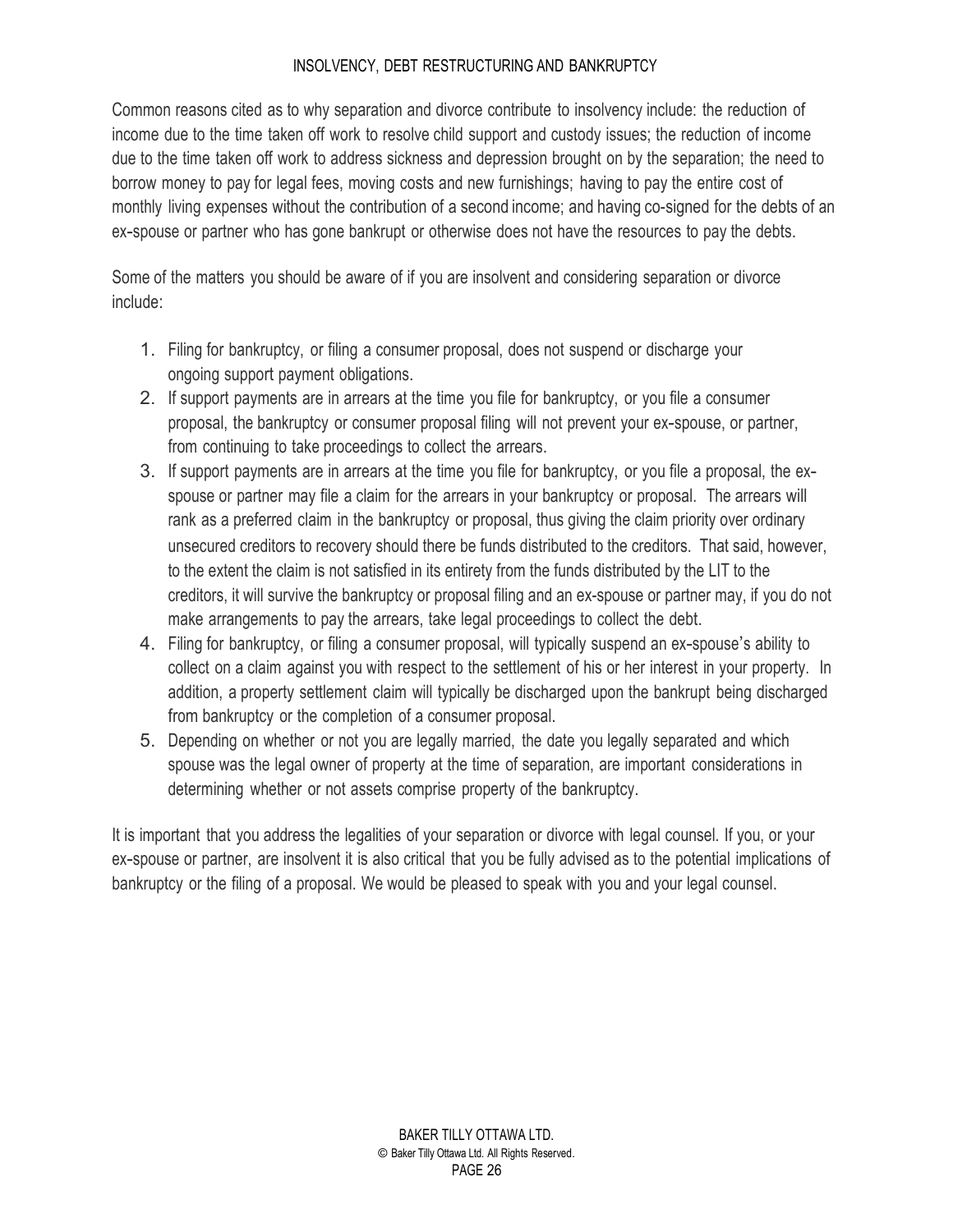Common reasons cited as to why separation and divorce contribute to insolvency include: the reduction of income due to the time taken off work to resolve child support and custody issues; the reduction of income due to the time taken off work to address sickness and depression brought on by the separation; the need to borrow money to pay for legal fees, moving costs and new furnishings; having to pay the entire cost of monthly living expenses without the contribution of a second income; and having co-signed for the debts of an ex-spouse or partner who has gone bankrupt or otherwise does not have the resources to pay the debts.

Some of the matters you should be aware of if you are insolvent and considering separation or divorce include:

1. Filing for bankruptcy, or filing a consumer proposal, does not suspend or discharge your ongoing support payment obligations.
2. If support payments are in arrears at the time you file for bankruptcy, or you file a consumer proposal, the bankruptcy or consumer proposal filing will not prevent your ex-spouse, or partner, from continuing to take proceedings to collect the arrears.
3. If support payments are in arrears at the time you file for bankruptcy, or you file a proposal, the ex-spouse or partner may file a claim for the arrears in your bankruptcy or proposal. The arrears will rank as a preferred claim in the bankruptcy or proposal, thus giving the claim priority over ordinary unsecured creditors to recovery should there be funds distributed to the creditors. That said, however, to the extent the claim is not satisfied in its entirety from the funds distributed by the LIT to the creditors, it will survive the bankruptcy or proposal filing and an ex-spouse or partner may, if you do not make arrangements to pay the arrears, take legal proceedings to collect the debt.
4. Filing for bankruptcy, or filing a consumer proposal, will typically suspend an ex-spouse's ability to collect on a claim against you with respect to the settlement of his or her interest in your property. In addition, a property settlement claim will typically be discharged upon the bankrupt being discharged from bankruptcy or the completion of a consumer proposal.
5. Depending on whether or not you are legally married, the date you legally separated and which spouse was the legal owner of property at the time of separation, are important considerations in determining whether or not assets comprise property of the bankruptcy.

It is important that you address the legalities of your separation or divorce with legal counsel. If you, or your ex-spouse or partner, are insolvent it is also critical that you be fully advised as to the potential implications of bankruptcy or the filing of a proposal. We would be pleased to speak with you and your legal counsel.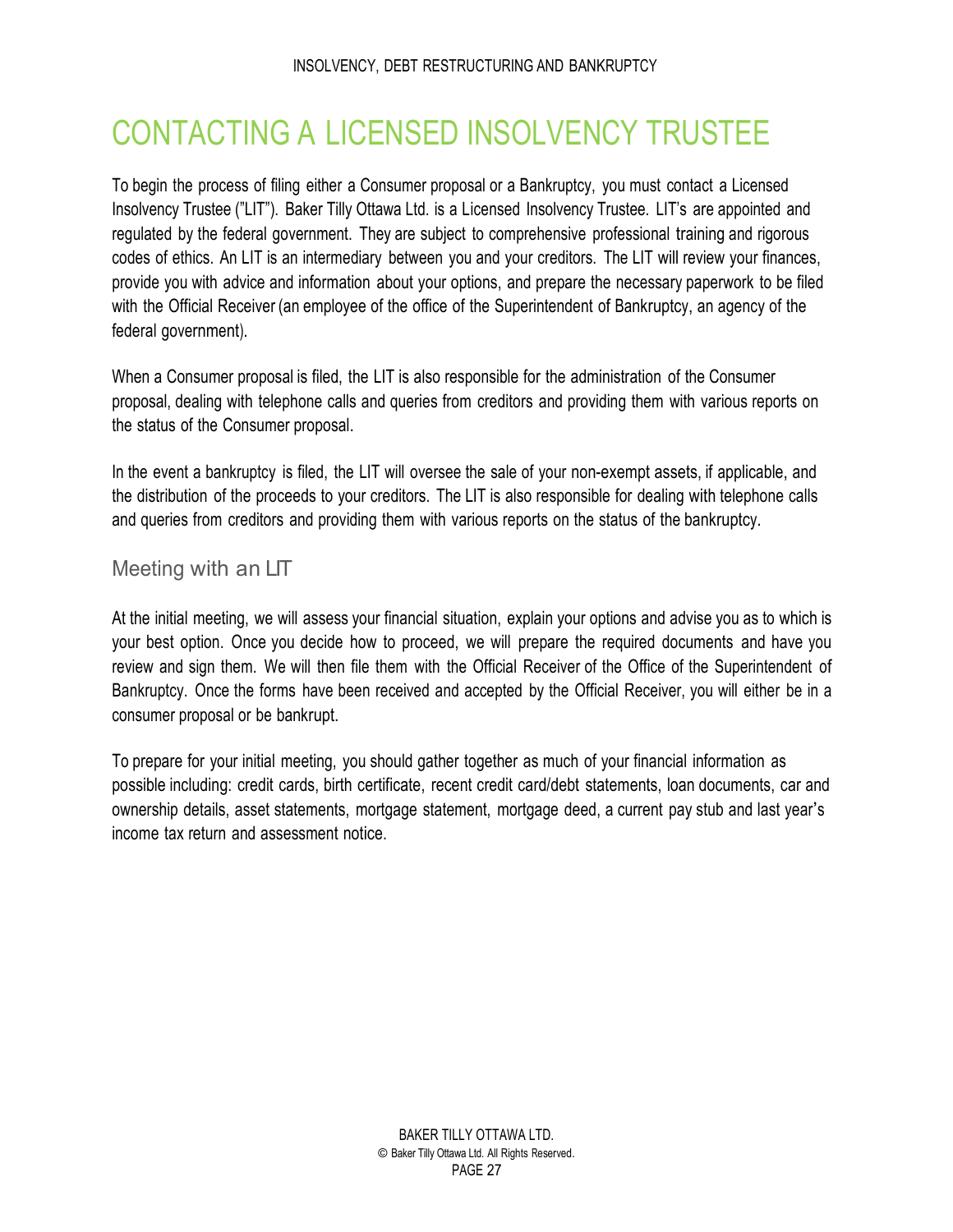# CONTACTING A LICENSED INSOLVENCY TRUSTEE

To begin the process of filing either a Consumer proposal or a Bankruptcy, you must contact a Licensed Insolvency Trustee (”LIT”). Baker Tilly Ottawa Ltd. is a Licensed Insolvency Trustee. LIT’s are appointed and regulated by the federal government. They are subject to comprehensive professional training and rigorous codes of ethics. An LIT is an intermediary between you and your creditors. The LIT will review your finances, provide you with advice and information about your options, and prepare the necessary paperwork to be filed with the Official Receiver (an employee of the office of the Superintendent of Bankruptcy, an agency of the federal government).

When a Consumer proposal is filed, the LIT is also responsible for the administration of the Consumer proposal, dealing with telephone calls and queries from creditors and providing them with various reports on the status of the Consumer proposal.

In the event a bankruptcy is filed, the LIT will oversee the sale of your non-exempt assets, if applicable, and the distribution of the proceeds to your creditors. The LIT is also responsible for dealing with telephone calls and queries from creditors and providing them with various reports on the status of the bankruptcy.

## Meeting with an LIT

At the initial meeting, we will assess your financial situation, explain your options and advise you as to which is your best option. Once you decide how to proceed, we will prepare the required documents and have you review and sign them. We will then file them with the Official Receiver of the Office of the Superintendent of Bankruptcy. Once the forms have been received and accepted by the Official Receiver, you will either be in a consumer proposal or be bankrupt.

To prepare for your initial meeting, you should gather together as much of your financial information as possible including: credit cards, birth certificate, recent credit card/debt statements, loan documents, car and ownership details, asset statements, mortgage statement, mortgage deed, a current pay stub and last year’s income tax return and assessment notice.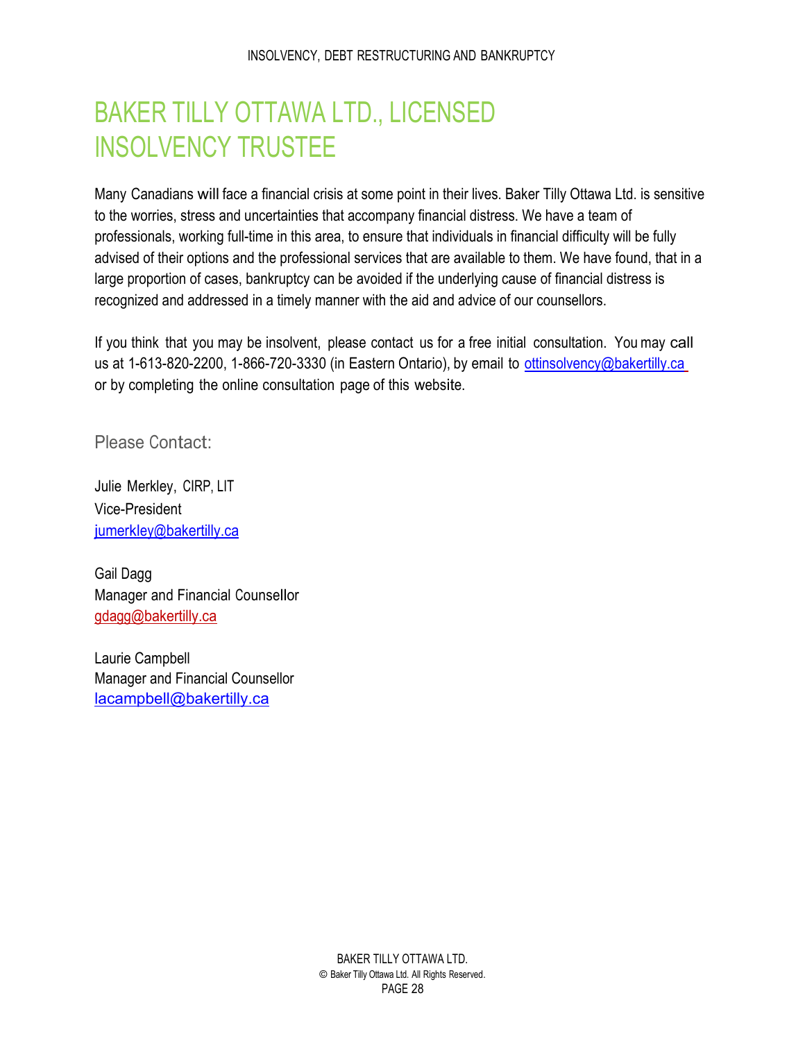# BAKER TILLY OTTAWA LTD., LICENSED INSOLVENCY TRUSTEE

Many Canadians will face a financial crisis at some point in their lives. Baker Tilly Ottawa Ltd. is sensitive to the worries, stress and uncertainties that accompany financial distress. We have a team of professionals, working full-time in this area, to ensure that individuals in financial difficulty will be fully advised of their options and the professional services that are available to them. We have found, that in a large proportion of cases, bankruptcy can be avoided if the underlying cause of financial distress is recognized and addressed in a timely manner with the aid and advice of our counsellors.

If you think that you may be insolvent, please contact us for a free initial consultation. You may call us at 1-613-820-2200, 1-866-720-3330 (in Eastern Ontario), by email to ottinsolvency@bakertilly.ca or by completing the online consultation page of this website.

## Please Contact:

Julie Merkley, CIRP, LIT  
Vice-President  
jumerkley@bakertilly.ca

Gail Dagg  
Manager and Financial Counsellor  
gdagg@bakertilly.ca

Laurie Campbell  
Manager and Financial Counsellor  
lacampbell@bakertilly.ca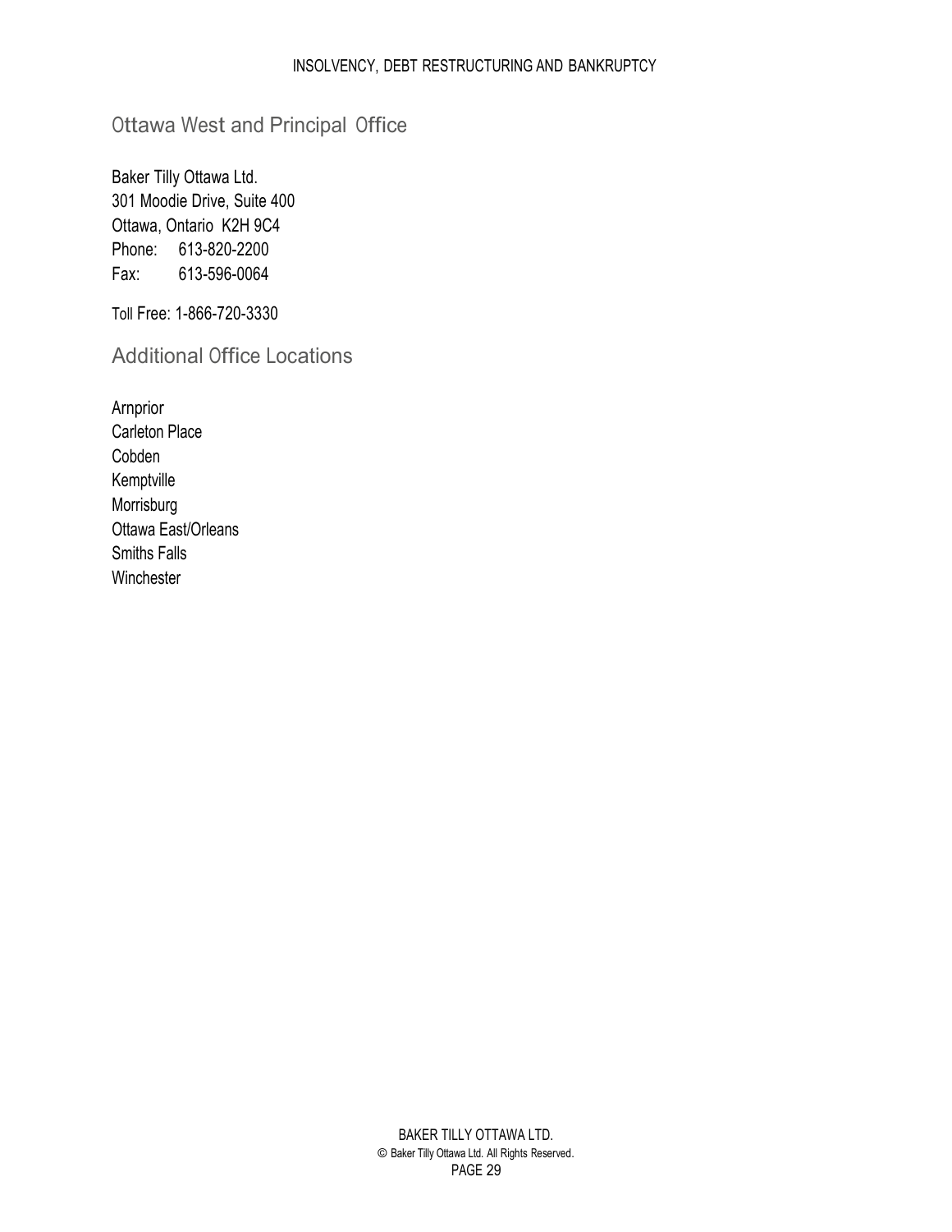## Ottawa West and Principal Office

Baker Tilly Ottawa Ltd.
301 Moodie Drive, Suite 400
Ottawa, Ontario K2H 9C4
Phone: 613-820-2200
Fax: 613-596-0064

Toll Free: 1-866-720-3330

## Additional Office Locations

Arnprior
Carleton Place
Cobden
Kemptville
Morrisburg
Ottawa East/Orleans
Smiths Falls
Winchester